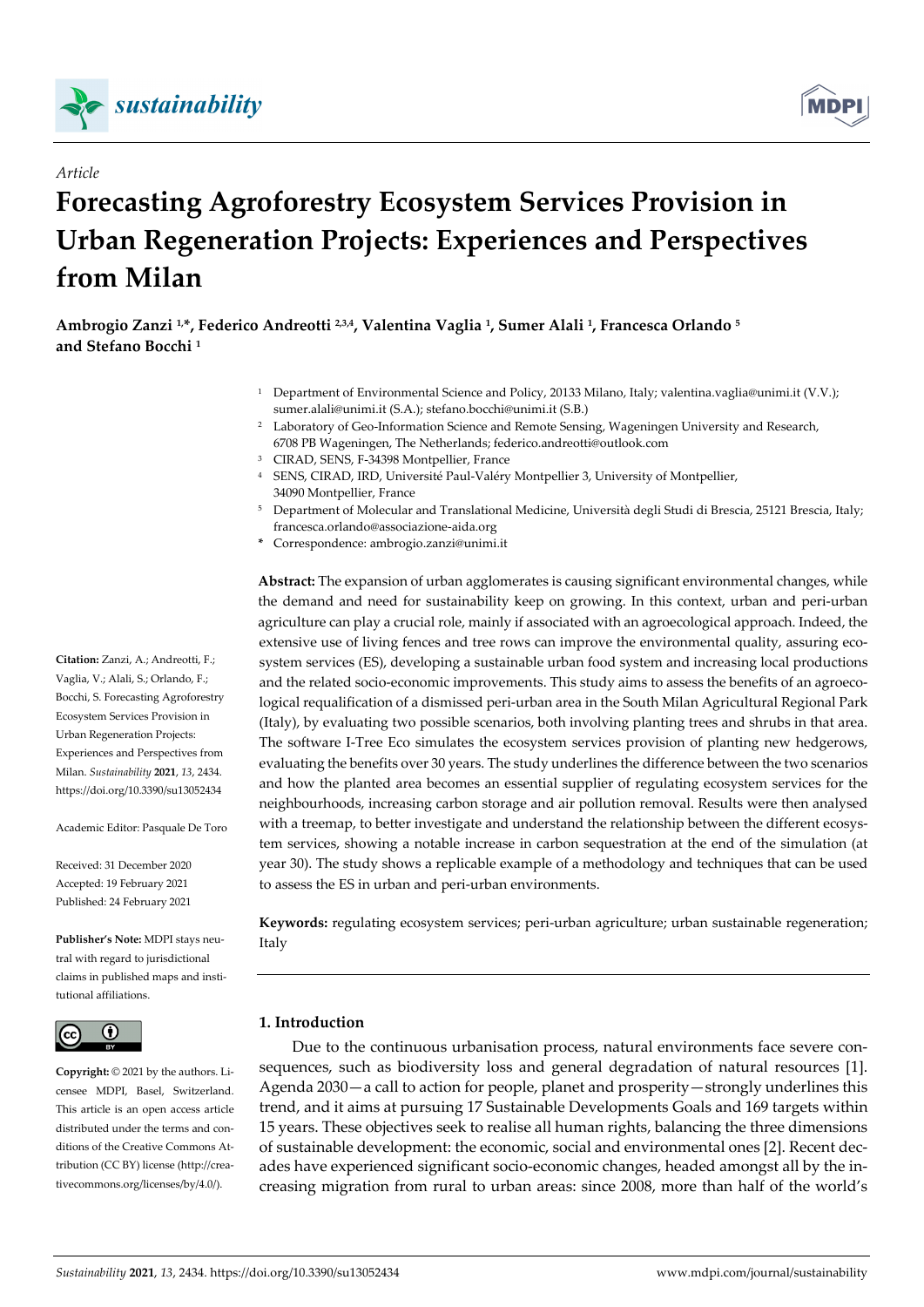*sustainability*

*Article*

# Forecasting Agroforestry Ecosystem Services Provision in Urban Regeneration Projects: Experiences and Perspectives from Milan

**Ambrogio Zanzi [1,*], Federico Andreotti [2,3,4], Valentina Vaglia [1], Sumer Alali [1], Francesca Orlando [5] and Stefano Bocchi [1]**

[1] Department of Environmental Science and Policy, 20133 Milano, Italy; valentina.vaglia@unimi.it (V.V.); sumer.alali@unimi.it (S.A.); stefano.bocchi@unimi.it (S.B.)

[2] Laboratory of Geo-Information Science and Remote Sensing, Wageningen University and Research, 6708 PB Wageningen, The Netherlands; federico.andreotti@outlook.com

[3] CIRAD, SENS, F-34398 Montpellier, France

[4] SENS, CIRAD, IRD, Université Paul-Valéry Montpellier 3, University of Montpellier, 34090 Montpellier, France

[5] Department of Molecular and Translational Medicine, Università degli Studi di Brescia, 25121 Brescia, Italy; francesca.orlando@associazione-aida.org

\* Correspondence: ambrogio.zanzi@unimi.it

**Citation:** Zanzi, A.; Andreotti, F.; Vaglia, V.; Alali, S.; Orlando, F.; Bocchi, S. Forecasting Agroforestry Ecosystem Services Provision in Urban Regeneration Projects: Experiences and Perspectives from Milan. *Sustainability* **2021**, *13*, 2434. https://doi.org/10.3390/su13052434

Academic Editor: Pasquale De Toro

Received: 31 December 2020
Accepted: 19 February 2021
Published: 24 February 2021

**Publisher's Note:** MDPI stays neutral with regard to jurisdictional claims in published maps and institutional affiliations.

**Copyright:** © 2021 by the authors. Licensee MDPI, Basel, Switzerland. This article is an open access article distributed under the terms and conditions of the Creative Commons Attribution (CC BY) license (http://creativecommons.org/licenses/by/4.0/).

**Abstract:** The expansion of urban agglomerates is causing significant environmental changes, while the demand and need for sustainability keep on growing. In this context, urban and peri-urban agriculture can play a crucial role, mainly if associated with an agroecological approach. Indeed, the extensive use of living fences and tree rows can improve the environmental quality, assuring ecosystem services (ES), developing a sustainable urban food system and increasing local productions and the related socio-economic improvements. This study aims to assess the benefits of an agroecological requalification of a dismissed peri-urban area in the South Milan Agricultural Regional Park (Italy), by evaluating two possible scenarios, both involving planting trees and shrubs in that area. The software I-Tree Eco simulates the ecosystem services provision of planting new hedgerows, evaluating the benefits over 30 years. The study underlines the difference between the two scenarios and how the planted area becomes an essential supplier of regulating ecosystem services for the neighbourhoods, increasing carbon storage and air pollution removal. Results were then analysed with a treemap, to better investigate and understand the relationship between the different ecosystem services, showing a notable increase in carbon sequestration at the end of the simulation (at year 30). The study shows a replicable example of a methodology and techniques that can be used to assess the ES in urban and peri-urban environments.

**Keywords:** regulating ecosystem services; peri-urban agriculture; urban sustainable regeneration; Italy

## 1. Introduction

Due to the continuous urbanisation process, natural environments face severe consequences, such as biodiversity loss and general degradation of natural resources [1]. Agenda 2030—a call to action for people, planet and prosperity—strongly underlines this trend, and it aims at pursuing 17 Sustainable Developments Goals and 169 targets within 15 years. These objectives seek to realise all human rights, balancing the three dimensions of sustainable development: the economic, social and environmental ones [2]. Recent decades have experienced significant socio-economic changes, headed amongst all by the increasing migration from rural to urban areas: since 2008, more than half of the world's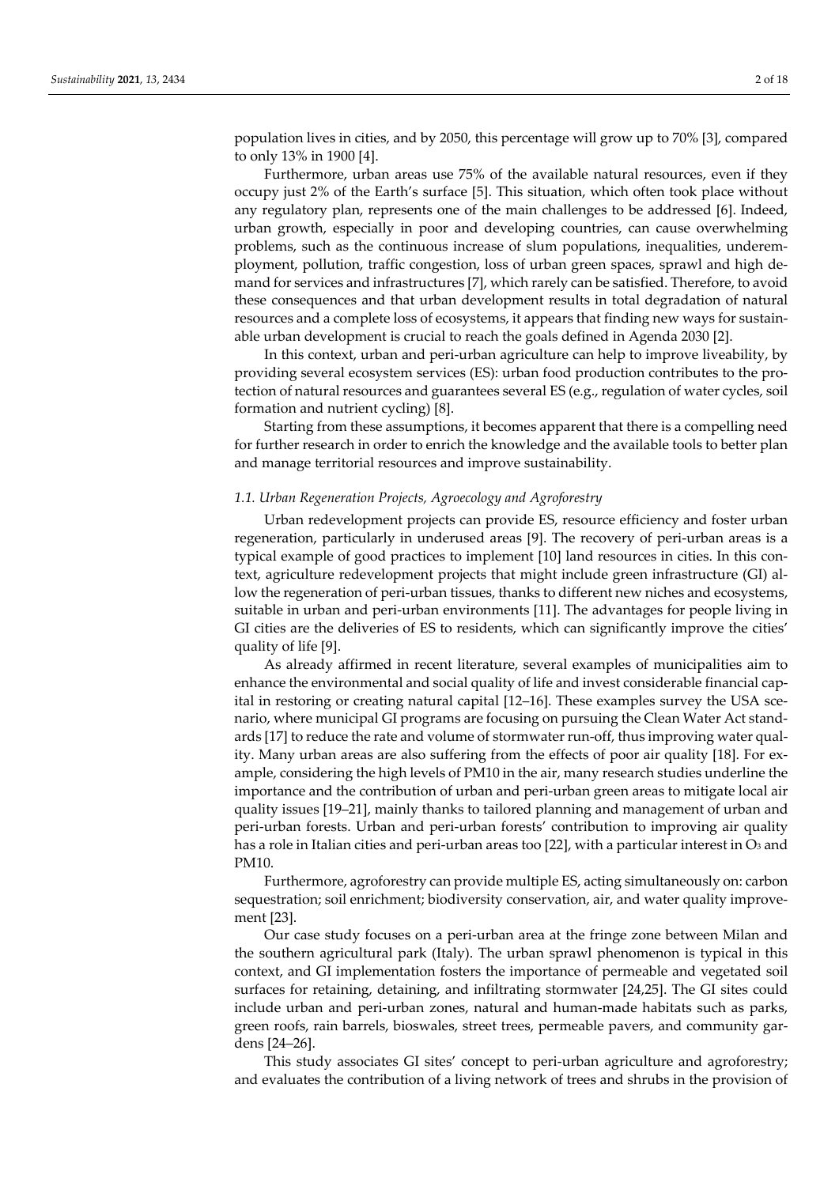population lives in cities, and by 2050, this percentage will grow up to 70% [3], compared to only 13% in 1900 [4].

Furthermore, urban areas use 75% of the available natural resources, even if they occupy just 2% of the Earth's surface [5]. This situation, which often took place without any regulatory plan, represents one of the main challenges to be addressed [6]. Indeed, urban growth, especially in poor and developing countries, can cause overwhelming problems, such as the continuous increase of slum populations, inequalities, underemployment, pollution, traffic congestion, loss of urban green spaces, sprawl and high demand for services and infrastructures [7], which rarely can be satisfied. Therefore, to avoid these consequences and that urban development results in total degradation of natural resources and a complete loss of ecosystems, it appears that finding new ways for sustainable urban development is crucial to reach the goals defined in Agenda 2030 [2].

In this context, urban and peri-urban agriculture can help to improve liveability, by providing several ecosystem services (ES): urban food production contributes to the protection of natural resources and guarantees several ES (e.g., regulation of water cycles, soil formation and nutrient cycling) [8].

Starting from these assumptions, it becomes apparent that there is a compelling need for further research in order to enrich the knowledge and the available tools to better plan and manage territorial resources and improve sustainability.

### *1.1. Urban Regeneration Projects, Agroecology and Agroforestry*

Urban redevelopment projects can provide ES, resource efficiency and foster urban regeneration, particularly in underused areas [9]. The recovery of peri-urban areas is a typical example of good practices to implement [10] land resources in cities. In this context, agriculture redevelopment projects that might include green infrastructure (GI) allow the regeneration of peri-urban tissues, thanks to different new niches and ecosystems, suitable in urban and peri-urban environments [11]. The advantages for people living in GI cities are the deliveries of ES to residents, which can significantly improve the cities' quality of life [9].

As already affirmed in recent literature, several examples of municipalities aim to enhance the environmental and social quality of life and invest considerable financial capital in restoring or creating natural capital [12–16]. These examples survey the USA scenario, where municipal GI programs are focusing on pursuing the Clean Water Act standards [17] to reduce the rate and volume of stormwater run-off, thus improving water quality. Many urban areas are also suffering from the effects of poor air quality [18]. For example, considering the high levels of PM10 in the air, many research studies underline the importance and the contribution of urban and peri-urban green areas to mitigate local air quality issues [19–21], mainly thanks to tailored planning and management of urban and peri-urban forests. Urban and peri-urban forests' contribution to improving air quality has a role in Italian cities and peri-urban areas too [22], with a particular interest in $O_3$ and PM10.

Furthermore, agroforestry can provide multiple ES, acting simultaneously on: carbon sequestration; soil enrichment; biodiversity conservation, air, and water quality improvement [23].

Our case study focuses on a peri-urban area at the fringe zone between Milan and the southern agricultural park (Italy). The urban sprawl phenomenon is typical in this context, and GI implementation fosters the importance of permeable and vegetated soil surfaces for retaining, detaining, and infiltrating stormwater [24,25]. The GI sites could include urban and peri-urban zones, natural and human-made habitats such as parks, green roofs, rain barrels, bioswales, street trees, permeable pavers, and community gardens [24–26].

This study associates GI sites' concept to peri-urban agriculture and agroforestry; and evaluates the contribution of a living network of trees and shrubs in the provision of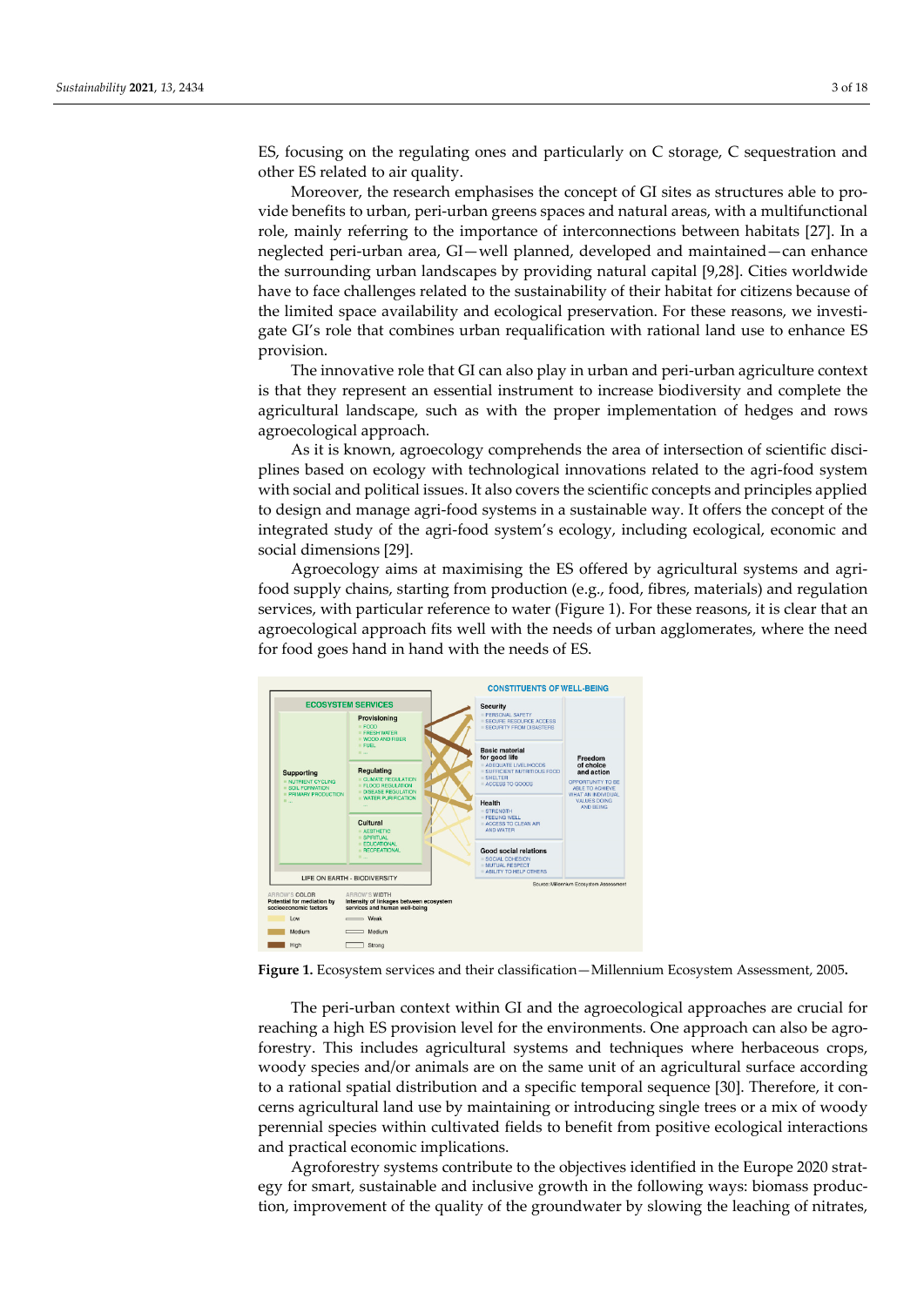ES, focusing on the regulating ones and particularly on C storage, C sequestration and other ES related to air quality.

Moreover, the research emphasises the concept of GI sites as structures able to provide benefits to urban, peri-urban greens spaces and natural areas, with a multifunctional role, mainly referring to the importance of interconnections between habitats [27]. In a neglected peri-urban area, GI—well planned, developed and maintained—can enhance the surrounding urban landscapes by providing natural capital [9,28]. Cities worldwide have to face challenges related to the sustainability of their habitat for citizens because of the limited space availability and ecological preservation. For these reasons, we investigate GI's role that combines urban requalification with rational land use to enhance ES provision.

The innovative role that GI can also play in urban and peri-urban agriculture context is that they represent an essential instrument to increase biodiversity and complete the agricultural landscape, such as with the proper implementation of hedges and rows agroecological approach.

As it is known, agroecology comprehends the area of intersection of scientific disciplines based on ecology with technological innovations related to the agri-food system with social and political issues. It also covers the scientific concepts and principles applied to design and manage agri-food systems in a sustainable way. It offers the concept of the integrated study of the agri-food system's ecology, including ecological, economic and social dimensions [29].

Agroecology aims at maximising the ES offered by agricultural systems and agri-food supply chains, starting from production (e.g., food, fibres, materials) and regulation services, with particular reference to water (Figure 1). For these reasons, it is clear that an agroecological approach fits well with the needs of urban agglomerates, where the need for food goes hand in hand with the needs of ES.

**Figure 1.** Ecosystem services and their classification—Millennium Ecosystem Assessment, 2005.

The peri-urban context within GI and the agroecological approaches are crucial for reaching a high ES provision level for the environments. One approach can also be agroforestry. This includes agricultural systems and techniques where herbaceous crops, woody species and/or animals are on the same unit of an agricultural surface according to a rational spatial distribution and a specific temporal sequence [30]. Therefore, it concerns agricultural land use by maintaining or introducing single trees or a mix of woody perennial species within cultivated fields to benefit from positive ecological interactions and practical economic implications.

Agroforestry systems contribute to the objectives identified in the Europe 2020 strategy for smart, sustainable and inclusive growth in the following ways: biomass production, improvement of the quality of the groundwater by slowing the leaching of nitrates,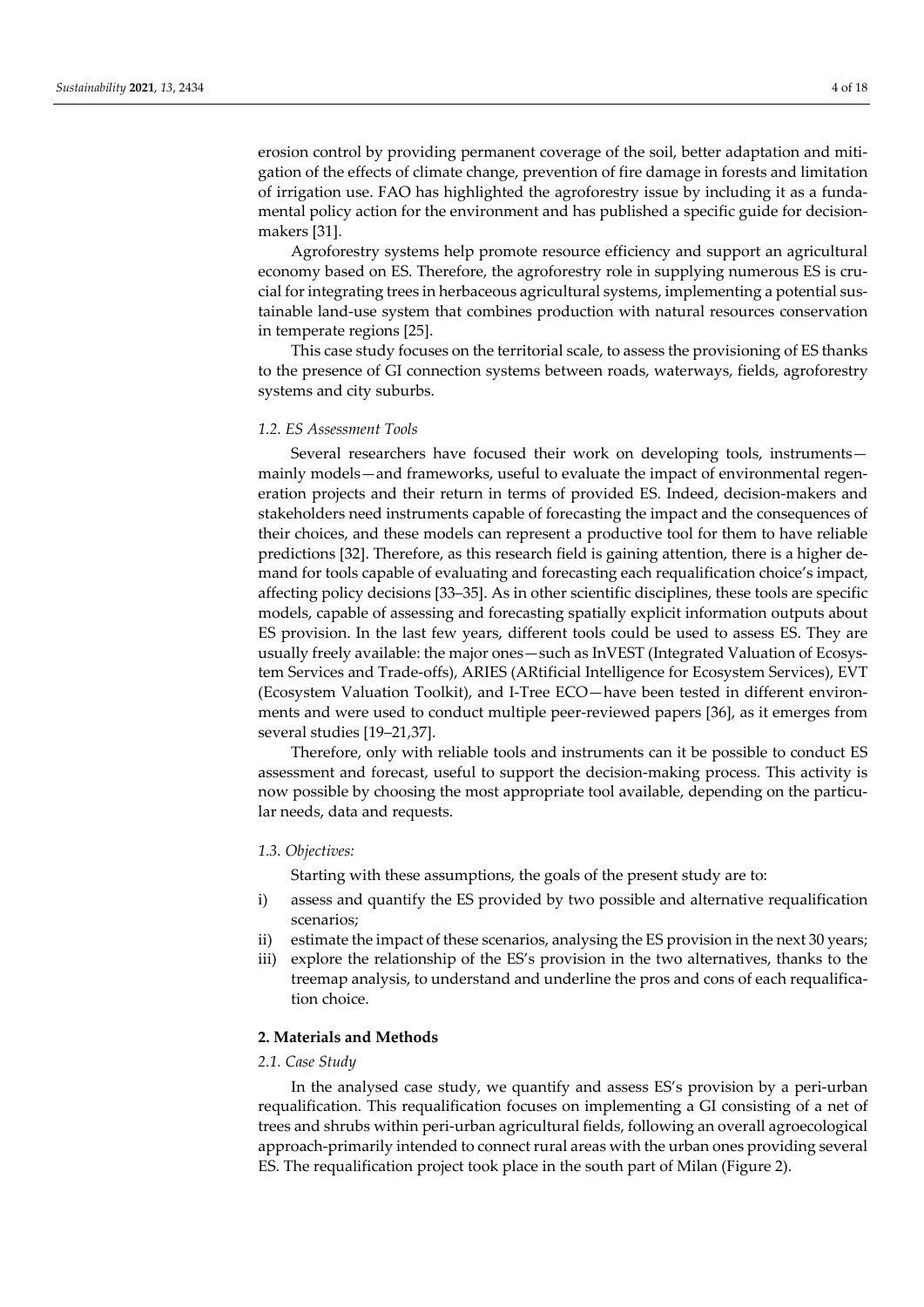erosion control by providing permanent coverage of the soil, better adaptation and mitigation of the effects of climate change, prevention of fire damage in forests and limitation of irrigation use. FAO has highlighted the agroforestry issue by including it as a fundamental policy action for the environment and has published a specific guide for decision-makers [31].

Agroforestry systems help promote resource efficiency and support an agricultural economy based on ES. Therefore, the agroforestry role in supplying numerous ES is crucial for integrating trees in herbaceous agricultural systems, implementing a potential sustainable land-use system that combines production with natural resources conservation in temperate regions [25].

This case study focuses on the territorial scale, to assess the provisioning of ES thanks to the presence of GI connection systems between roads, waterways, fields, agroforestry systems and city suburbs.

### *1.2. ES Assessment Tools*

Several researchers have focused their work on developing tools, instruments—mainly models—and frameworks, useful to evaluate the impact of environmental regeneration projects and their return in terms of provided ES. Indeed, decision-makers and stakeholders need instruments capable of forecasting the impact and the consequences of their choices, and these models can represent a productive tool for them to have reliable predictions [32]. Therefore, as this research field is gaining attention, there is a higher demand for tools capable of evaluating and forecasting each requalification choice's impact, affecting policy decisions [33–35]. As in other scientific disciplines, these tools are specific models, capable of assessing and forecasting spatially explicit information outputs about ES provision. In the last few years, different tools could be used to assess ES. They are usually freely available: the major ones—such as InVEST (Integrated Valuation of Ecosystem Services and Trade-offs), ARIES (ARtificial Intelligence for Ecosystem Services), EVT (Ecosystem Valuation Toolkit), and I-Tree ECO—have been tested in different environments and were used to conduct multiple peer-reviewed papers [36], as it emerges from several studies [19–21,37].

Therefore, only with reliable tools and instruments can it be possible to conduct ES assessment and forecast, useful to support the decision-making process. This activity is now possible by choosing the most appropriate tool available, depending on the particular needs, data and requests.

### *1.3. Objectives:*

Starting with these assumptions, the goals of the present study are to:

i) assess and quantify the ES provided by two possible and alternative requalification scenarios;
ii) estimate the impact of these scenarios, analysing the ES provision in the next 30 years;
iii) explore the relationship of the ES's provision in the two alternatives, thanks to the treemap analysis, to understand and underline the pros and cons of each requalification choice.

## **2. Materials and Methods**

### *2.1. Case Study*

In the analysed case study, we quantify and assess ES's provision by a peri-urban requalification. This requalification focuses on implementing a GI consisting of a net of trees and shrubs within peri-urban agricultural fields, following an overall agroecological approach-primarily intended to connect rural areas with the urban ones providing several ES. The requalification project took place in the south part of Milan (Figure 2).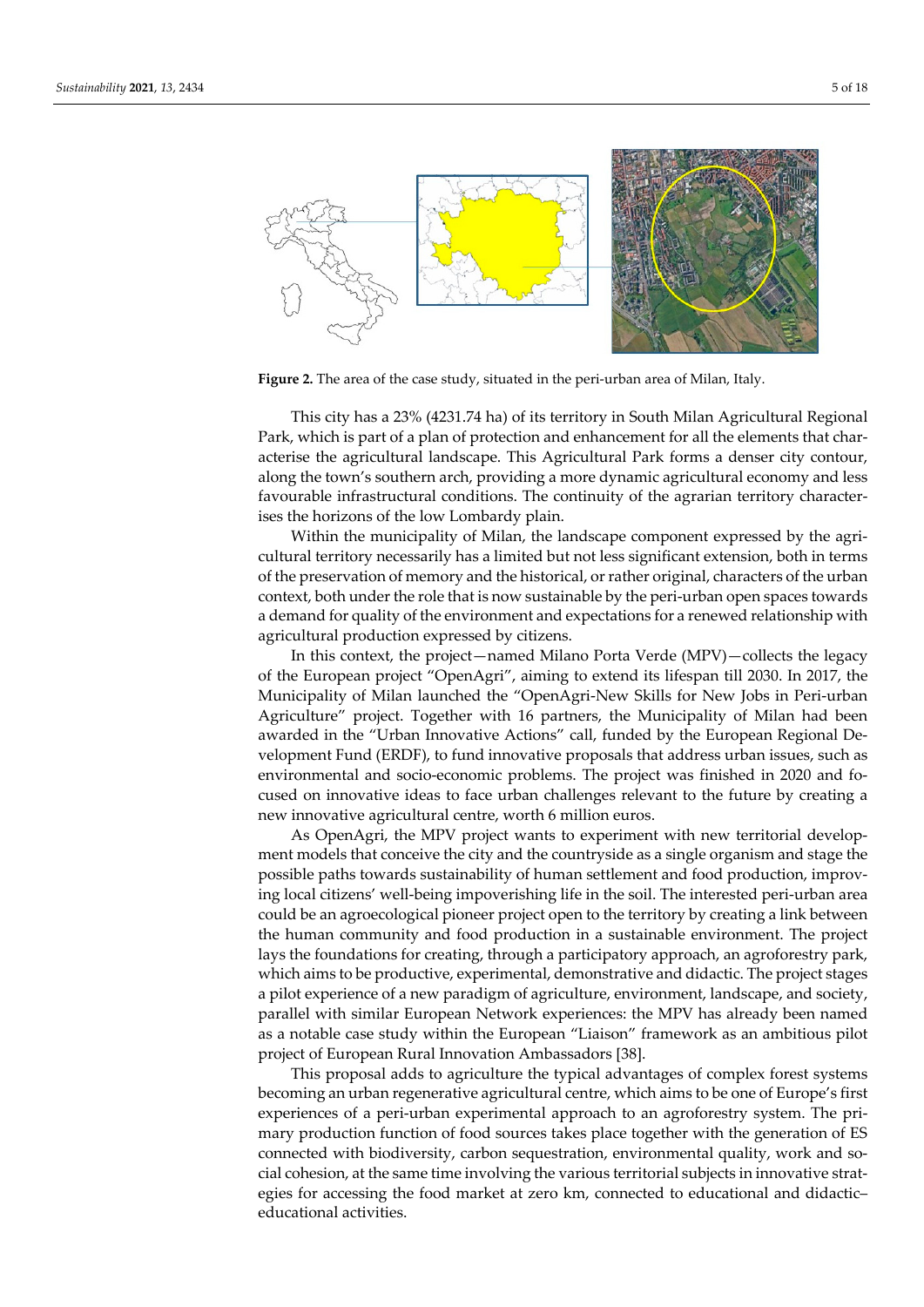Figure 2. The area of the case study, situated in the peri-urban area of Milan, Italy.

This city has a 23% (4231.74 ha) of its territory in South Milan Agricultural Regional Park, which is part of a plan of protection and enhancement for all the elements that characterise the agricultural landscape. This Agricultural Park forms a denser city contour, along the town's southern arch, providing a more dynamic agricultural economy and less favourable infrastructural conditions. The continuity of the agrarian territory characterises the horizons of the low Lombardy plain.

Within the municipality of Milan, the landscape component expressed by the agricultural territory necessarily has a limited but not less significant extension, both in terms of the preservation of memory and the historical, or rather original, characters of the urban context, both under the role that is now sustainable by the peri-urban open spaces towards a demand for quality of the environment and expectations for a renewed relationship with agricultural production expressed by citizens.

In this context, the project—named Milano Porta Verde (MPV)—collects the legacy of the European project "OpenAgri", aiming to extend its lifespan till 2030. In 2017, the Municipality of Milan launched the "OpenAgri-New Skills for New Jobs in Peri-urban Agriculture" project. Together with 16 partners, the Municipality of Milan had been awarded in the "Urban Innovative Actions" call, funded by the European Regional Development Fund (ERDF), to fund innovative proposals that address urban issues, such as environmental and socio-economic problems. The project was finished in 2020 and focused on innovative ideas to face urban challenges relevant to the future by creating a new innovative agricultural centre, worth 6 million euros.

As OpenAgri, the MPV project wants to experiment with new territorial development models that conceive the city and the countryside as a single organism and stage the possible paths towards sustainability of human settlement and food production, improving local citizens' well-being impoverishing life in the soil. The interested peri-urban area could be an agroecological pioneer project open to the territory by creating a link between the human community and food production in a sustainable environment. The project lays the foundations for creating, through a participatory approach, an agroforestry park, which aims to be productive, experimental, demonstrative and didactic. The project stages a pilot experience of a new paradigm of agriculture, environment, landscape, and society, parallel with similar European Network experiences: the MPV has already been named as a notable case study within the European "Liaison" framework as an ambitious pilot project of European Rural Innovation Ambassadors [38].

This proposal adds to agriculture the typical advantages of complex forest systems becoming an urban regenerative agricultural centre, which aims to be one of Europe's first experiences of a peri-urban experimental approach to an agroforestry system. The primary production function of food sources takes place together with the generation of ES connected with biodiversity, carbon sequestration, environmental quality, work and social cohesion, at the same time involving the various territorial subjects in innovative strategies for accessing the food market at zero km, connected to educational and didactic–educational activities.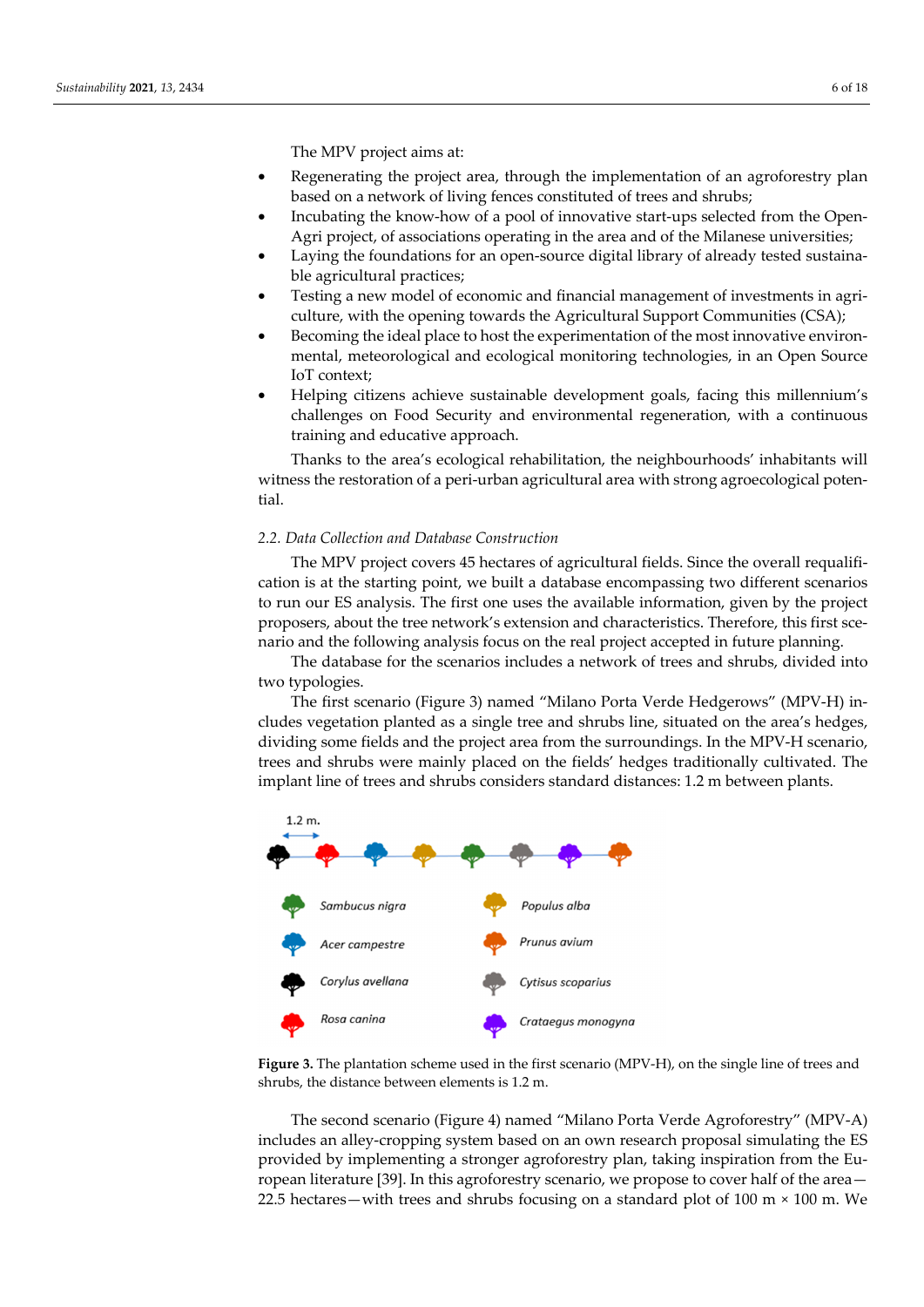The MPV project aims at:

- Regenerating the project area, through the implementation of an agroforestry plan based on a network of living fences constituted of trees and shrubs;
- Incubating the know-how of a pool of innovative start-ups selected from the OpenAgri project, of associations operating in the area and of the Milanese universities;
- Laying the foundations for an open-source digital library of already tested sustainable agricultural practices;
- Testing a new model of economic and financial management of investments in agriculture, with the opening towards the Agricultural Support Communities (CSA);
- Becoming the ideal place to host the experimentation of the most innovative environmental, meteorological and ecological monitoring technologies, in an Open Source IoT context;
- Helping citizens achieve sustainable development goals, facing this millennium's challenges on Food Security and environmental regeneration, with a continuous training and educative approach.

Thanks to the area's ecological rehabilitation, the neighbourhoods' inhabitants will witness the restoration of a peri-urban agricultural area with strong agroecological potential.

### 2.2. Data Collection and Database Construction

The MPV project covers 45 hectares of agricultural fields. Since the overall requalification is at the starting point, we built a database encompassing two different scenarios to run our ES analysis. The first one uses the available information, given by the project proposers, about the tree network's extension and characteristics. Therefore, this first scenario and the following analysis focus on the real project accepted in future planning.

The database for the scenarios includes a network of trees and shrubs, divided into two typologies.

The first scenario (Figure 3) named "Milano Porta Verde Hedgerows" (MPV-H) includes vegetation planted as a single tree and shrubs line, situated on the area's hedges, dividing some fields and the project area from the surroundings. In the MPV-H scenario, trees and shrubs were mainly placed on the fields' hedges traditionally cultivated. The implant line of trees and shrubs considers standard distances: 1.2 m between plants.

**Figure 3.** The plantation scheme used in the first scenario (MPV-H), on the single line of trees and shrubs, the distance between elements is 1.2 m.

The second scenario (Figure 4) named "Milano Porta Verde Agroforestry" (MPV-A) includes an alley-cropping system based on an own research proposal simulating the ES provided by implementing a stronger agroforestry plan, taking inspiration from the European literature [39]. In this agroforestry scenario, we propose to cover half of the area—22.5 hectares—with trees and shrubs focusing on a standard plot of 100 m × 100 m. We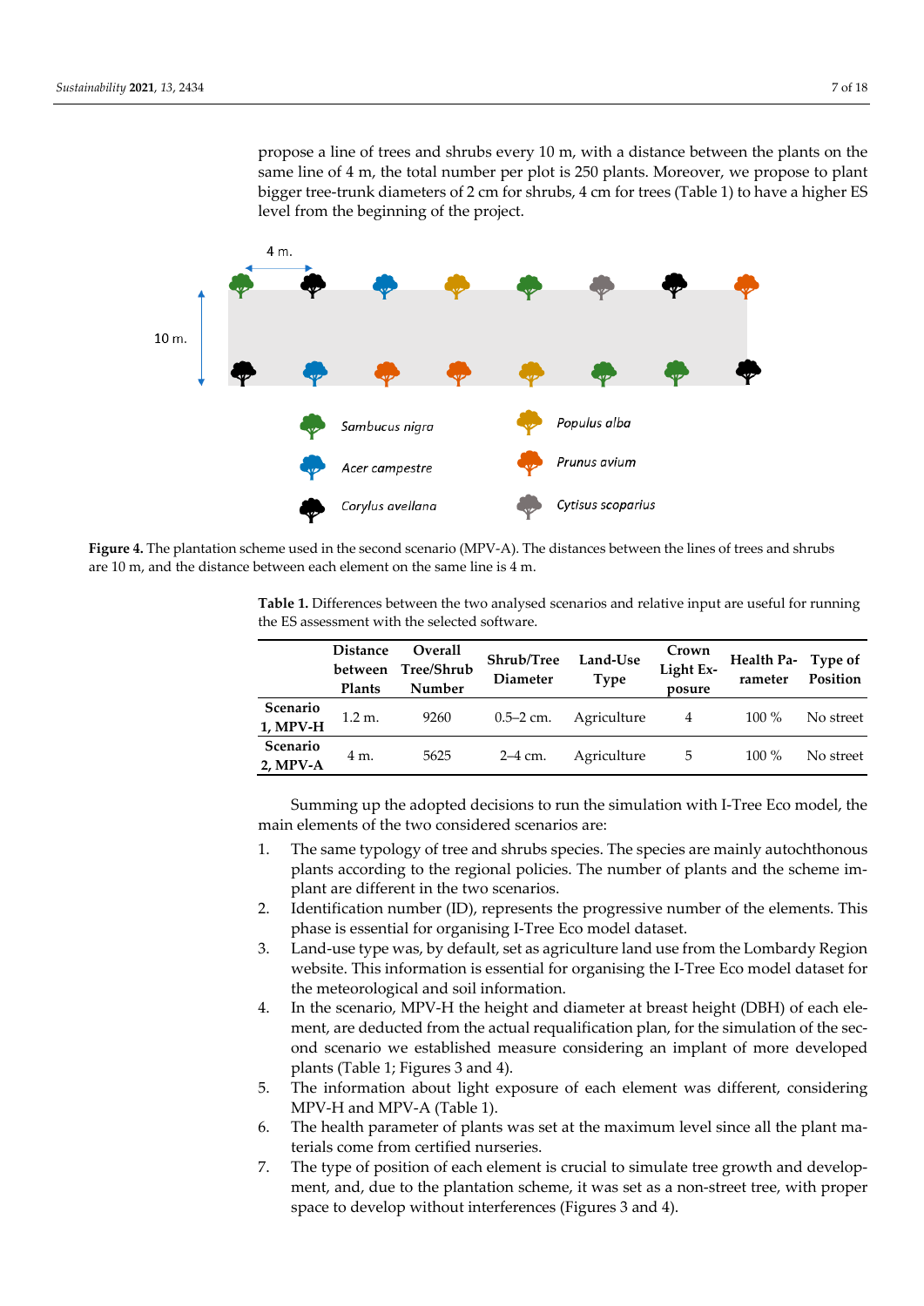propose a line of trees and shrubs every 10 m, with a distance between the plants on the same line of 4 m, the total number per plot is 250 plants. Moreover, we propose to plant bigger tree-trunk diameters of 2 cm for shrubs, 4 cm for trees (Table 1) to have a higher ES level from the beginning of the project.

**Figure 4.** The plantation scheme used in the second scenario (MPV-A). The distances between the lines of trees and shrubs are 10 m, and the distance between each element on the same line is 4 m.

**Table 1.** Differences between the two analysed scenarios and relative input are useful for running the ES assessment with the selected software.

| | Distance between Plants | Overall Tree/Shrub Number | Shrub/Tree Diameter | Land-Use Type | Crown Light Exposure | Health Parameter | Type of Position |
|---|---|---|---|---|---|---|---|
| **Scenario 1, MPV-H** | 1.2 m. | 9260 | 0.5–2 cm. | Agriculture | 4 | 100 % | No street |
| **Scenario 2, MPV-A** | 4 m. | 5625 | 2–4 cm. | Agriculture | 5 | 100 % | No street |

Summing up the adopted decisions to run the simulation with I-Tree Eco model, the main elements of the two considered scenarios are:

1. The same typology of tree and shrubs species. The species are mainly autochthonous plants according to the regional policies. The number of plants and the scheme implant are different in the two scenarios.
2. Identification number (ID), represents the progressive number of the elements. This phase is essential for organising I-Tree Eco model dataset.
3. Land-use type was, by default, set as agriculture land use from the Lombardy Region website. This information is essential for organising the I-Tree Eco model dataset for the meteorological and soil information.
4. In the scenario, MPV-H the height and diameter at breast height (DBH) of each element, are deducted from the actual requalification plan, for the simulation of the second scenario we established measure considering an implant of more developed plants (Table 1; Figures 3 and 4).
5. The information about light exposure of each element was different, considering MPV-H and MPV-A (Table 1).
6. The health parameter of plants was set at the maximum level since all the plant materials come from certified nurseries.
7. The type of position of each element is crucial to simulate tree growth and development, and, due to the plantation scheme, it was set as a non-street tree, with proper space to develop without interferences (Figures 3 and 4).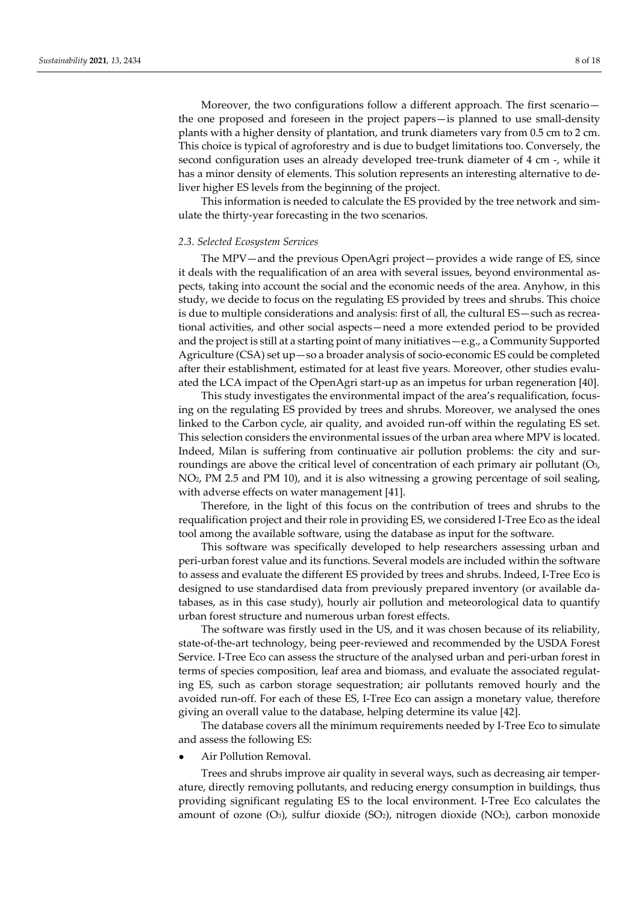Moreover, the two configurations follow a different approach. The first scenario—the one proposed and foreseen in the project papers—is planned to use small-density plants with a higher density of plantation, and trunk diameters vary from 0.5 cm to 2 cm. This choice is typical of agroforestry and is due to budget limitations too. Conversely, the second configuration uses an already developed tree-trunk diameter of 4 cm -, while it has a minor density of elements. This solution represents an interesting alternative to deliver higher ES levels from the beginning of the project.

This information is needed to calculate the ES provided by the tree network and simulate the thirty-year forecasting in the two scenarios.

### *2.3. Selected Ecosystem Services*

The MPV—and the previous OpenAgri project—provides a wide range of ES, since it deals with the requalification of an area with several issues, beyond environmental aspects, taking into account the social and the economic needs of the area. Anyhow, in this study, we decide to focus on the regulating ES provided by trees and shrubs. This choice is due to multiple considerations and analysis: first of all, the cultural ES—such as recreational activities, and other social aspects—need a more extended period to be provided and the project is still at a starting point of many initiatives—e.g., a Community Supported Agriculture (CSA) set up—so a broader analysis of socio-economic ES could be completed after their establishment, estimated for at least five years. Moreover, other studies evaluated the LCA impact of the OpenAgri start-up as an impetus for urban regeneration [40].

This study investigates the environmental impact of the area's requalification, focusing on the regulating ES provided by trees and shrubs. Moreover, we analysed the ones linked to the Carbon cycle, air quality, and avoided run-off within the regulating ES set. This selection considers the environmental issues of the urban area where MPV is located. Indeed, Milan is suffering from continuative air pollution problems: the city and surroundings are above the critical level of concentration of each primary air pollutant ($O_3$, $NO_2$, PM 2.5 and PM 10), and it is also witnessing a growing percentage of soil sealing, with adverse effects on water management [41].

Therefore, in the light of this focus on the contribution of trees and shrubs to the requalification project and their role in providing ES, we considered I-Tree Eco as the ideal tool among the available software, using the database as input for the software.

This software was specifically developed to help researchers assessing urban and peri-urban forest value and its functions. Several models are included within the software to assess and evaluate the different ES provided by trees and shrubs. Indeed, I-Tree Eco is designed to use standardised data from previously prepared inventory (or available databases, as in this case study), hourly air pollution and meteorological data to quantify urban forest structure and numerous urban forest effects.

The software was firstly used in the US, and it was chosen because of its reliability, state-of-the-art technology, being peer-reviewed and recommended by the USDA Forest Service. I-Tree Eco can assess the structure of the analysed urban and peri-urban forest in terms of species composition, leaf area and biomass, and evaluate the associated regulating ES, such as carbon storage sequestration; air pollutants removed hourly and the avoided run-off. For each of these ES, I-Tree Eco can assign a monetary value, therefore giving an overall value to the database, helping determine its value [42].

The database covers all the minimum requirements needed by I-Tree Eco to simulate and assess the following ES:

- Air Pollution Removal.

Trees and shrubs improve air quality in several ways, such as decreasing air temperature, directly removing pollutants, and reducing energy consumption in buildings, thus providing significant regulating ES to the local environment. I-Tree Eco calculates the amount of ozone ($O_3$), sulfur dioxide ($SO_2$), nitrogen dioxide ($NO_2$), carbon monoxide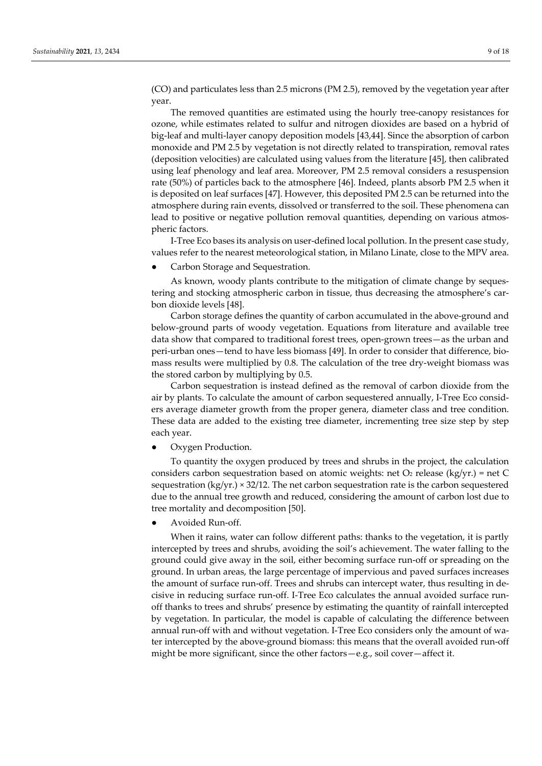(CO) and particulates less than 2.5 microns (PM 2.5), removed by the vegetation year after year.

The removed quantities are estimated using the hourly tree-canopy resistances for ozone, while estimates related to sulfur and nitrogen dioxides are based on a hybrid of big-leaf and multi-layer canopy deposition models [43,44]. Since the absorption of carbon monoxide and PM 2.5 by vegetation is not directly related to transpiration, removal rates (deposition velocities) are calculated using values from the literature [45], then calibrated using leaf phenology and leaf area. Moreover, PM 2.5 removal considers a resuspension rate (50%) of particles back to the atmosphere [46]. Indeed, plants absorb PM 2.5 when it is deposited on leaf surfaces [47]. However, this deposited PM 2.5 can be returned into the atmosphere during rain events, dissolved or transferred to the soil. These phenomena can lead to positive or negative pollution removal quantities, depending on various atmospheric factors.

I-Tree Eco bases its analysis on user-defined local pollution. In the present case study, values refer to the nearest meteorological station, in Milano Linate, close to the MPV area.

- Carbon Storage and Sequestration.

As known, woody plants contribute to the mitigation of climate change by sequestering and stocking atmospheric carbon in tissue, thus decreasing the atmosphere's carbon dioxide levels [48].

Carbon storage defines the quantity of carbon accumulated in the above-ground and below-ground parts of woody vegetation. Equations from literature and available tree data show that compared to traditional forest trees, open-grown trees—as the urban and peri-urban ones—tend to have less biomass [49]. In order to consider that difference, biomass results were multiplied by 0.8. The calculation of the tree dry-weight biomass was the stored carbon by multiplying by 0.5.

Carbon sequestration is instead defined as the removal of carbon dioxide from the air by plants. To calculate the amount of carbon sequestered annually, I-Tree Eco considers average diameter growth from the proper genera, diameter class and tree condition. These data are added to the existing tree diameter, incrementing tree size step by step each year.

- Oxygen Production.

To quantity the oxygen produced by trees and shrubs in the project, the calculation considers carbon sequestration based on atomic weights: net $O_2$ release (kg/yr.) = net C sequestration (kg/yr.) × 32/12. The net carbon sequestration rate is the carbon sequestered due to the annual tree growth and reduced, considering the amount of carbon lost due to tree mortality and decomposition [50].

- Avoided Run-off.

When it rains, water can follow different paths: thanks to the vegetation, it is partly intercepted by trees and shrubs, avoiding the soil's achievement. The water falling to the ground could give away in the soil, either becoming surface run-off or spreading on the ground. In urban areas, the large percentage of impervious and paved surfaces increases the amount of surface run-off. Trees and shrubs can intercept water, thus resulting in decisive in reducing surface run-off. I-Tree Eco calculates the annual avoided surface run-off thanks to trees and shrubs' presence by estimating the quantity of rainfall intercepted by vegetation. In particular, the model is capable of calculating the difference between annual run-off with and without vegetation. I-Tree Eco considers only the amount of water intercepted by the above-ground biomass: this means that the overall avoided run-off might be more significant, since the other factors—e.g., soil cover—affect it.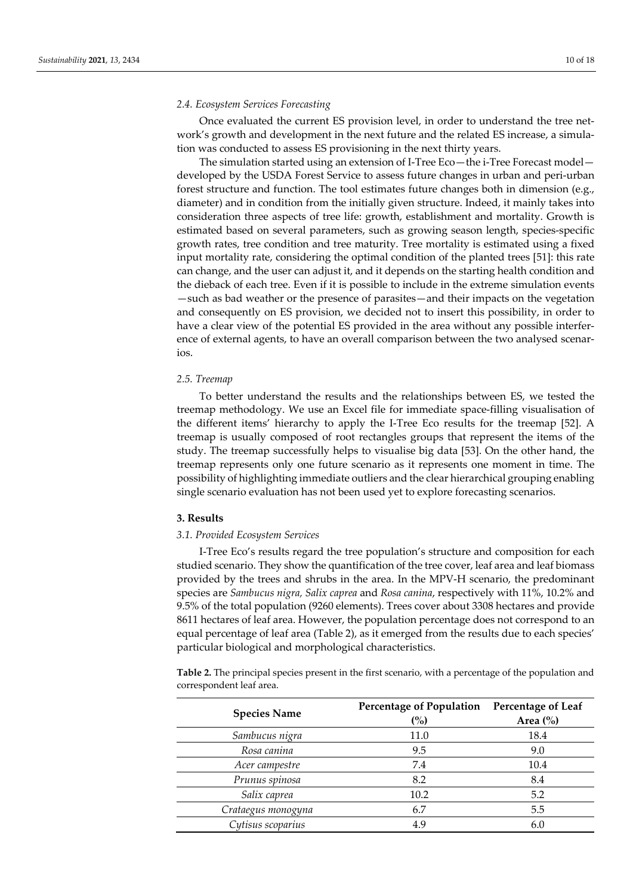### 2.4. Ecosystem Services Forecasting

Once evaluated the current ES provision level, in order to understand the tree network's growth and development in the next future and the related ES increase, a simulation was conducted to assess ES provisioning in the next thirty years.

The simulation started using an extension of I-Tree Eco—the i-Tree Forecast model—developed by the USDA Forest Service to assess future changes in urban and peri-urban forest structure and function. The tool estimates future changes both in dimension (e.g., diameter) and in condition from the initially given structure. Indeed, it mainly takes into consideration three aspects of tree life: growth, establishment and mortality. Growth is estimated based on several parameters, such as growing season length, species-specific growth rates, tree condition and tree maturity. Tree mortality is estimated using a fixed input mortality rate, considering the optimal condition of the planted trees [51]: this rate can change, and the user can adjust it, and it depends on the starting health condition and the dieback of each tree. Even if it is possible to include in the extreme simulation events—such as bad weather or the presence of parasites—and their impacts on the vegetation and consequently on ES provision, we decided not to insert this possibility, in order to have a clear view of the potential ES provided in the area without any possible interference of external agents, to have an overall comparison between the two analysed scenarios.

### 2.5. Treemap

To better understand the results and the relationships between ES, we tested the treemap methodology. We use an Excel file for immediate space-filling visualisation of the different items' hierarchy to apply the I-Tree Eco results for the treemap [52]. A treemap is usually composed of root rectangles groups that represent the items of the study. The treemap successfully helps to visualise big data [53]. On the other hand, the treemap represents only one future scenario as it represents one moment in time. The possibility of highlighting immediate outliers and the clear hierarchical grouping enabling single scenario evaluation has not been used yet to explore forecasting scenarios.

## 3. Results

### 3.1. Provided Ecosystem Services

I-Tree Eco's results regard the tree population's structure and composition for each studied scenario. They show the quantification of the tree cover, leaf area and leaf biomass provided by the trees and shrubs in the area. In the MPV-H scenario, the predominant species are *Sambucus nigra*, *Salix caprea* and *Rosa canina*, respectively with 11%, 10.2% and 9.5% of the total population (9260 elements). Trees cover about 3308 hectares and provide 8611 hectares of leaf area. However, the population percentage does not correspond to an equal percentage of leaf area (Table 2), as it emerged from the results due to each species' particular biological and morphological characteristics.

**Table 2.** The principal species present in the first scenario, with a percentage of the population and correspondent leaf area.

| Species Name | Percentage of Population (%) | Percentage of Leaf Area (%) |
|---|---|---|
| *Sambucus nigra* | 11.0 | 18.4 |
| *Rosa canina* | 9.5 | 9.0 |
| *Acer campestre* | 7.4 | 10.4 |
| *Prunus spinosa* | 8.2 | 8.4 |
| *Salix caprea* | 10.2 | 5.2 |
| *Crataegus monogyna* | 6.7 | 5.5 |
| *Cytisus scoparius* | 4.9 | 6.0 |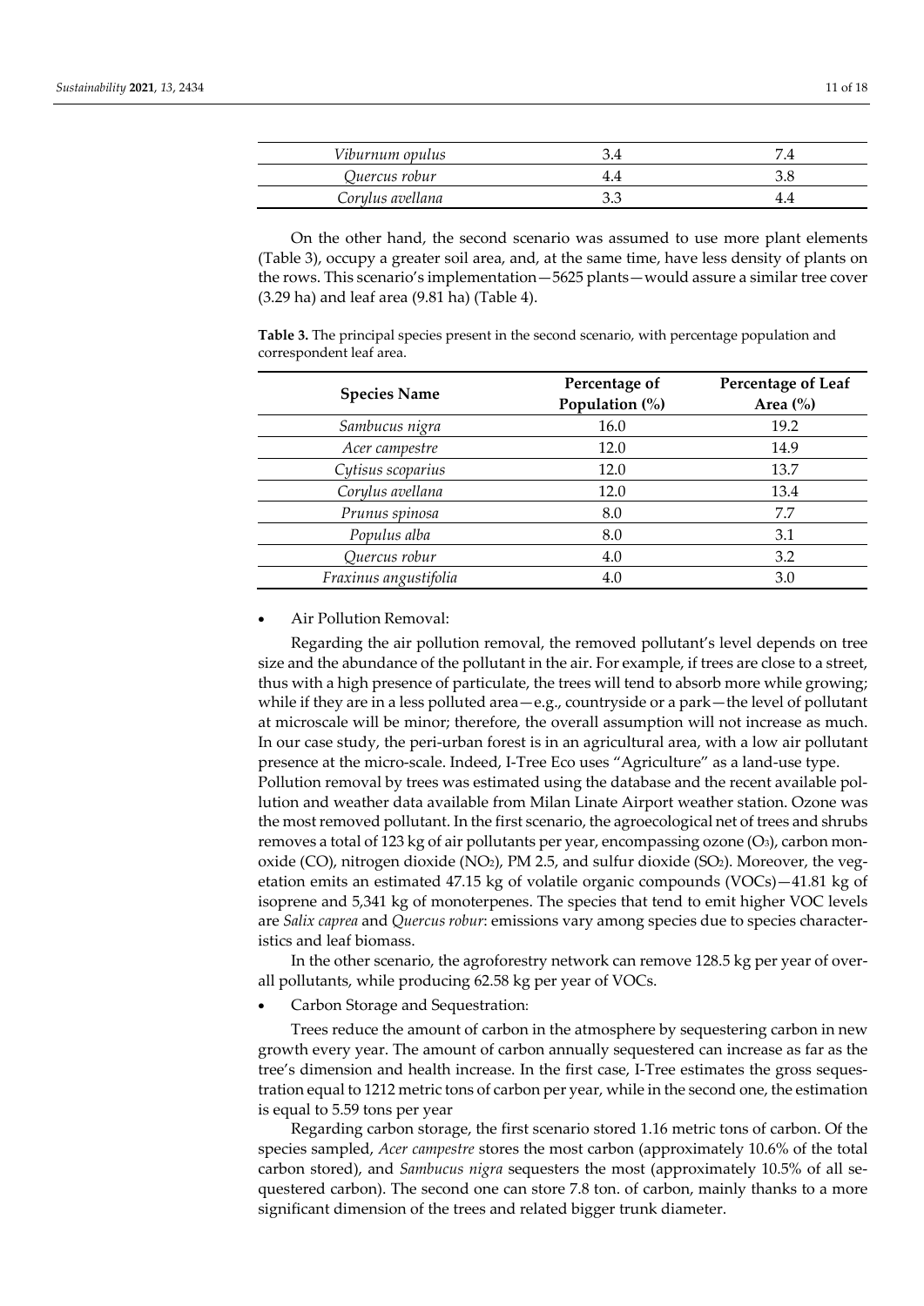| | | |
|---|---|---|
| *Viburnum opulus* | 3.4 | 7.4 |
| *Quercus robur* | 4.4 | 3.8 |
| *Corylus avellana* | 3.3 | 4.4 |

On the other hand, the second scenario was assumed to use more plant elements (Table 3), occupy a greater soil area, and, at the same time, have less density of plants on the rows. This scenario's implementation—5625 plants—would assure a similar tree cover (3.29 ha) and leaf area (9.81 ha) (Table 4).

**Table 3.** The principal species present in the second scenario, with percentage population and correspondent leaf area.

| Species Name | Percentage of Population (%) | Percentage of Leaf Area (%) |
|---|---|---|
| *Sambucus nigra* | 16.0 | 19.2 |
| *Acer campestre* | 12.0 | 14.9 |
| *Cytisus scoparius* | 12.0 | 13.7 |
| *Corylus avellana* | 12.0 | 13.4 |
| *Prunus spinosa* | 8.0 | 7.7 |
| *Populus alba* | 8.0 | 3.1 |
| *Quercus robur* | 4.0 | 3.2 |
| *Fraxinus angustifolia* | 4.0 | 3.0 |

- Air Pollution Removal:

Regarding the air pollution removal, the removed pollutant's level depends on tree size and the abundance of the pollutant in the air. For example, if trees are close to a street, thus with a high presence of particulate, the trees will tend to absorb more while growing; while if they are in a less polluted area—e.g., countryside or a park—the level of pollutant at microscale will be minor; therefore, the overall assumption will not increase as much. In our case study, the peri-urban forest is in an agricultural area, with a low air pollutant presence at the micro-scale. Indeed, I-Tree Eco uses "Agriculture" as a land-use type.
Pollution removal by trees was estimated using the database and the recent available pollution and weather data available from Milan Linate Airport weather station. Ozone was the most removed pollutant. In the first scenario, the agroecological net of trees and shrubs removes a total of 123 kg of air pollutants per year, encompassing ozone ($O_3$), carbon monoxide (CO), nitrogen dioxide ($NO_2$), PM 2.5, and sulfur dioxide ($SO_2$). Moreover, the vegetation emits an estimated 47.15 kg of volatile organic compounds (VOCs)—41.81 kg of isoprene and 5,341 kg of monoterpenes. The species that tend to emit higher VOC levels are *Salix caprea* and *Quercus robur*: emissions vary among species due to species characteristics and leaf biomass.

In the other scenario, the agroforestry network can remove 128.5 kg per year of overall pollutants, while producing 62.58 kg per year of VOCs.

- Carbon Storage and Sequestration:

Trees reduce the amount of carbon in the atmosphere by sequestering carbon in new growth every year. The amount of carbon annually sequestered can increase as far as the tree's dimension and health increase. In the first case, I-Tree estimates the gross sequestration equal to 1212 metric tons of carbon per year, while in the second one, the estimation is equal to 5.59 tons per year

Regarding carbon storage, the first scenario stored 1.16 metric tons of carbon. Of the species sampled, *Acer campestre* stores the most carbon (approximately 10.6% of the total carbon stored), and *Sambucus nigra* sequesters the most (approximately 10.5% of all sequestered carbon). The second one can store 7.8 ton. of carbon, mainly thanks to a more significant dimension of the trees and related bigger trunk diameter.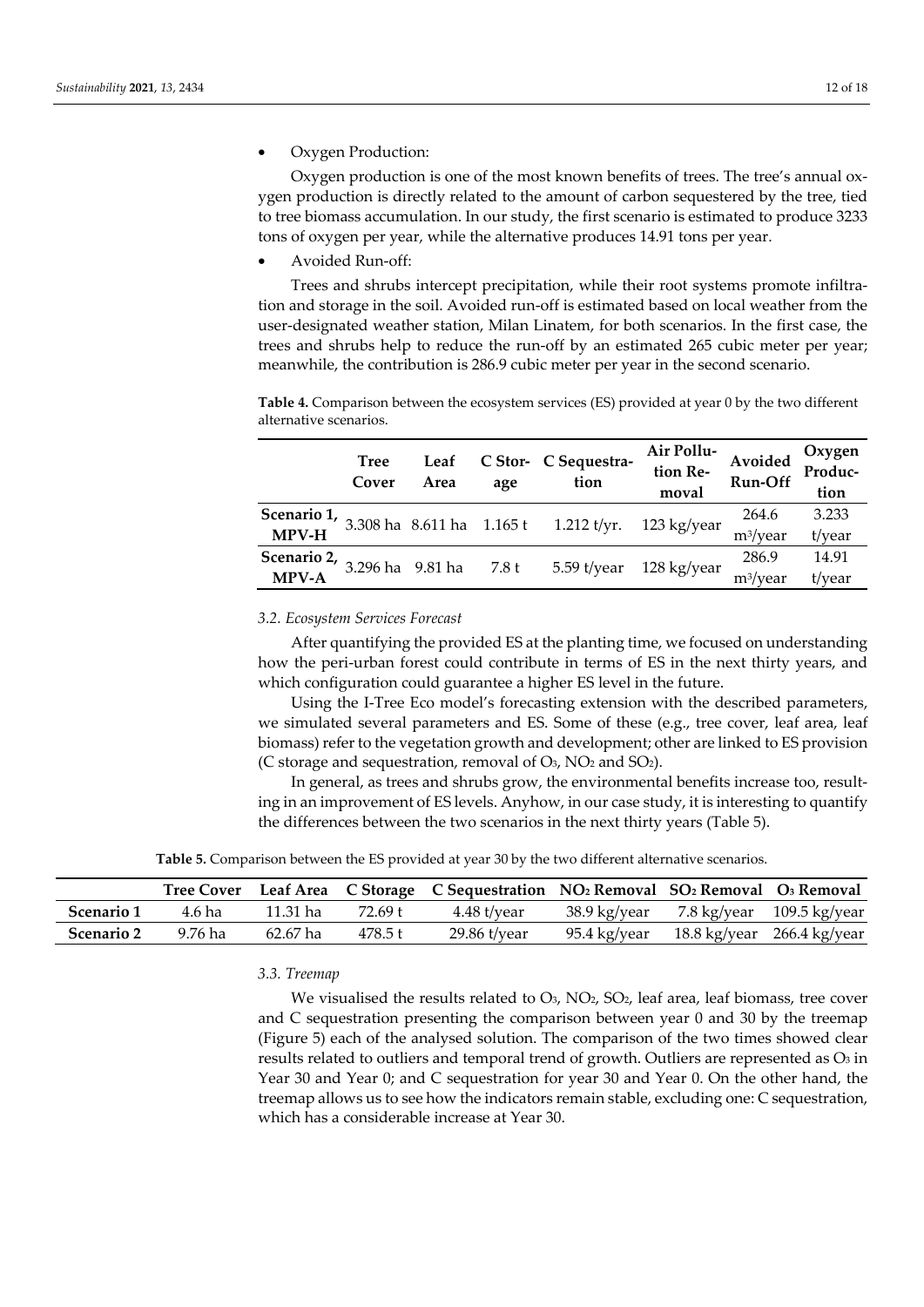- Oxygen Production:

Oxygen production is one of the most known benefits of trees. The tree's annual oxygen production is directly related to the amount of carbon sequestered by the tree, tied to tree biomass accumulation. In our study, the first scenario is estimated to produce 3233 tons of oxygen per year, while the alternative produces 14.91 tons per year.

- Avoided Run-off:

Trees and shrubs intercept precipitation, while their root systems promote infiltration and storage in the soil. Avoided run-off is estimated based on local weather from the user-designated weather station, Milan Linatem, for both scenarios. In the first case, the trees and shrubs help to reduce the run-off by an estimated 265 cubic meter per year; meanwhile, the contribution is 286.9 cubic meter per year in the second scenario.

**Table 4.** Comparison between the ecosystem services (ES) provided at year 0 by the two different alternative scenarios.

| | Tree Cover | Leaf Area | C Storage | C Sequestration | Air Pollution Removal | Avoided Run-Off | Oxygen Production |
|---|---|---|---|---|---|---|---|
| **Scenario 1, MPV-H** | 3.308 ha | 8.611 ha | 1.165 t | 1.212 t/yr. | 123 kg/year | 264.6 $m^3$/year | 3.233 t/year |
| **Scenario 2, MPV-A** | 3.296 ha | 9.81 ha | 7.8 t | 5.59 t/year | 128 kg/year | 286.9 $m^3$/year | 14.91 t/year |

### *3.2. Ecosystem Services Forecast*

After quantifying the provided ES at the planting time, we focused on understanding how the peri-urban forest could contribute in terms of ES in the next thirty years, and which configuration could guarantee a higher ES level in the future.

Using the I-Tree Eco model's forecasting extension with the described parameters, we simulated several parameters and ES. Some of these (e.g., tree cover, leaf area, leaf biomass) refer to the vegetation growth and development; other are linked to ES provision (C storage and sequestration, removal of $O_3$, $NO_2$ and $SO_2$).

In general, as trees and shrubs grow, the environmental benefits increase too, resulting in an improvement of ES levels. Anyhow, in our case study, it is interesting to quantify the differences between the two scenarios in the next thirty years (Table 5).

**Table 5.** Comparison between the ES provided at year 30 by the two different alternative scenarios.

| | Tree Cover | Leaf Area | C Storage | C Sequestration | $NO_2$ Removal | $SO_2$ Removal | $O_3$ Removal |
|---|---|---|---|---|---|---|---|
| **Scenario 1** | 4.6 ha | 11.31 ha | 72.69 t | 4.48 t/year | 38.9 kg/year | 7.8 kg/year | 109.5 kg/year |
| **Scenario 2** | 9.76 ha | 62.67 ha | 478.5 t | 29.86 t/year | 95.4 kg/year | 18.8 kg/year | 266.4 kg/year |

### *3.3. Treemap*

We visualised the results related to $O_3$, $NO_2$, $SO_2$, leaf area, leaf biomass, tree cover and C sequestration presenting the comparison between year 0 and 30 by the treemap (Figure 5) each of the analysed solution. The comparison of the two times showed clear results related to outliers and temporal trend of growth. Outliers are represented as $O_3$ in Year 30 and Year 0; and C sequestration for year 30 and Year 0. On the other hand, the treemap allows us to see how the indicators remain stable, excluding one: C sequestration, which has a considerable increase at Year 30.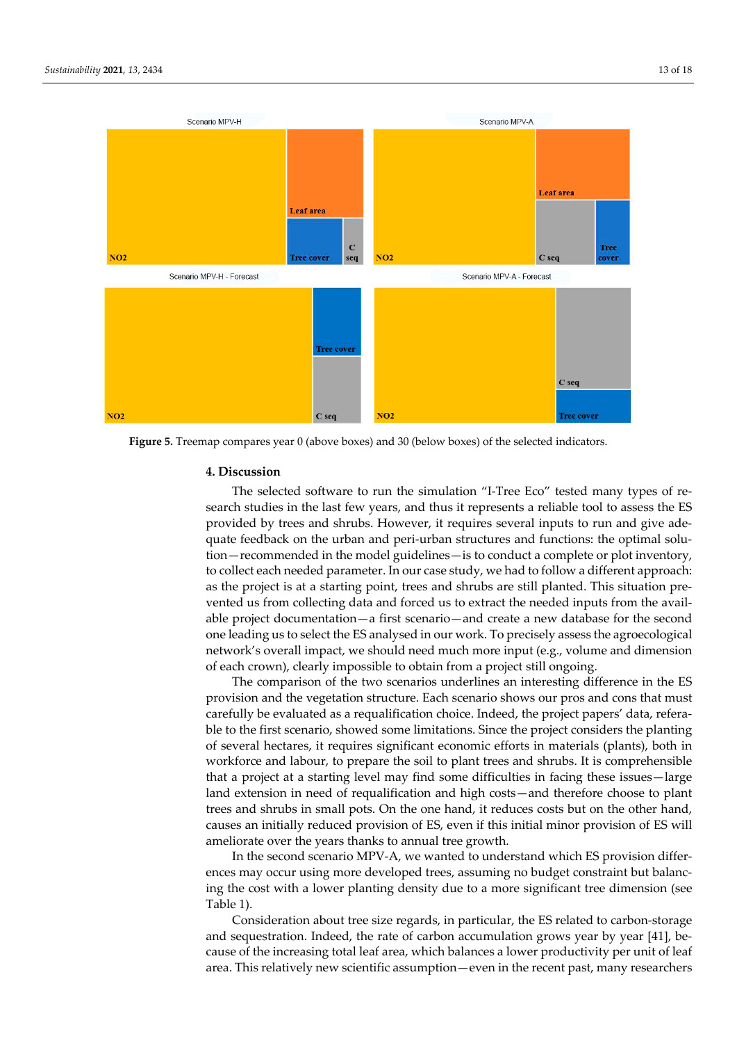Figure 5. Treemap compares year 0 (above boxes) and 30 (below boxes) of the selected indicators.

## 4. Discussion

The selected software to run the simulation "I-Tree Eco" tested many types of research studies in the last few years, and thus it represents a reliable tool to assess the ES provided by trees and shrubs. However, it requires several inputs to run and give adequate feedback on the urban and peri-urban structures and functions: the optimal solution—recommended in the model guidelines—is to conduct a complete or plot inventory, to collect each needed parameter. In our case study, we had to follow a different approach: as the project is at a starting point, trees and shrubs are still planted. This situation prevented us from collecting data and forced us to extract the needed inputs from the available project documentation—a first scenario—and create a new database for the second one leading us to select the ES analysed in our work. To precisely assess the agroecological network's overall impact, we should need much more input (e.g., volume and dimension of each crown), clearly impossible to obtain from a project still ongoing.

The comparison of the two scenarios underlines an interesting difference in the ES provision and the vegetation structure. Each scenario shows our pros and cons that must carefully be evaluated as a requalification choice. Indeed, the project papers' data, referable to the first scenario, showed some limitations. Since the project considers the planting of several hectares, it requires significant economic efforts in materials (plants), both in workforce and labour, to prepare the soil to plant trees and shrubs. It is comprehensible that a project at a starting level may find some difficulties in facing these issues—large land extension in need of requalification and high costs—and therefore choose to plant trees and shrubs in small pots. On the one hand, it reduces costs but on the other hand, causes an initially reduced provision of ES, even if this initial minor provision of ES will ameliorate over the years thanks to annual tree growth.

In the second scenario MPV-A, we wanted to understand which ES provision differences may occur using more developed trees, assuming no budget constraint but balancing the cost with a lower planting density due to a more significant tree dimension (see Table 1).

Consideration about tree size regards, in particular, the ES related to carbon-storage and sequestration. Indeed, the rate of carbon accumulation grows year by year [41], because of the increasing total leaf area, which balances a lower productivity per unit of leaf area. This relatively new scientific assumption—even in the recent past, many researchers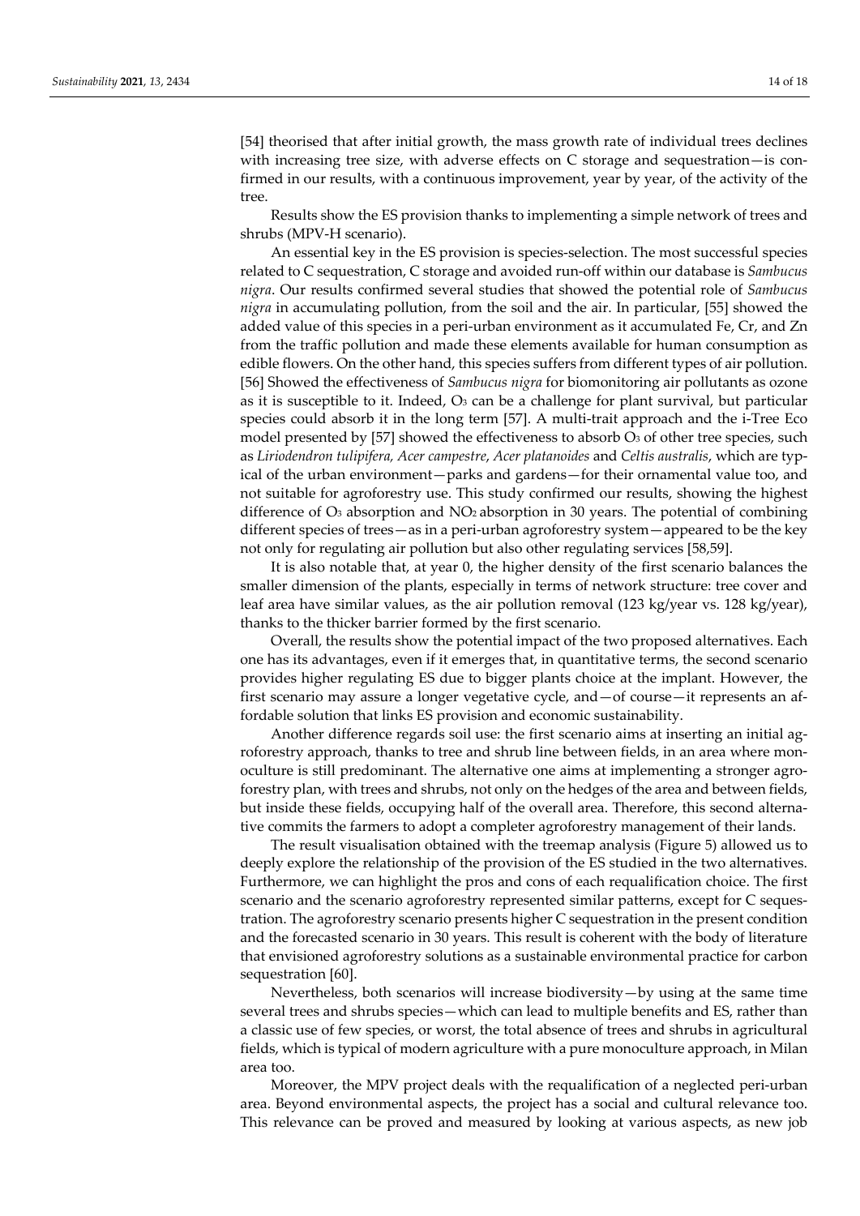[54] theorised that after initial growth, the mass growth rate of individual trees declines with increasing tree size, with adverse effects on C storage and sequestration—is confirmed in our results, with a continuous improvement, year by year, of the activity of the tree.

Results show the ES provision thanks to implementing a simple network of trees and shrubs (MPV-H scenario).

An essential key in the ES provision is species-selection. The most successful species related to C sequestration, C storage and avoided run-off within our database is *Sambucus nigra*. Our results confirmed several studies that showed the potential role of *Sambucus nigra* in accumulating pollution, from the soil and the air. In particular, [55] showed the added value of this species in a peri-urban environment as it accumulated Fe, Cr, and Zn from the traffic pollution and made these elements available for human consumption as edible flowers. On the other hand, this species suffers from different types of air pollution. [56] Showed the effectiveness of *Sambucus nigra* for biomonitoring air pollutants as ozone as it is susceptible to it. Indeed, $O_3$ can be a challenge for plant survival, but particular species could absorb it in the long term [57]. A multi-trait approach and the i-Tree Eco model presented by [57] showed the effectiveness to absorb $O_3$ of other tree species, such as *Liriodendron tulipifera, Acer campestre*, *Acer platanoides* and *Celtis australis*, which are typical of the urban environment—parks and gardens—for their ornamental value too, and not suitable for agroforestry use. This study confirmed our results, showing the highest difference of $O_3$ absorption and $NO_2$ absorption in 30 years. The potential of combining different species of trees—as in a peri-urban agroforestry system—appeared to be the key not only for regulating air pollution but also other regulating services [58,59].

It is also notable that, at year 0, the higher density of the first scenario balances the smaller dimension of the plants, especially in terms of network structure: tree cover and leaf area have similar values, as the air pollution removal (123 kg/year vs. 128 kg/year), thanks to the thicker barrier formed by the first scenario.

Overall, the results show the potential impact of the two proposed alternatives. Each one has its advantages, even if it emerges that, in quantitative terms, the second scenario provides higher regulating ES due to bigger plants choice at the implant. However, the first scenario may assure a longer vegetative cycle, and—of course—it represents an affordable solution that links ES provision and economic sustainability.

Another difference regards soil use: the first scenario aims at inserting an initial agroforestry approach, thanks to tree and shrub line between fields, in an area where monoculture is still predominant. The alternative one aims at implementing a stronger agroforestry plan, with trees and shrubs, not only on the hedges of the area and between fields, but inside these fields, occupying half of the overall area. Therefore, this second alternative commits the farmers to adopt a completer agroforestry management of their lands.

The result visualisation obtained with the treemap analysis (Figure 5) allowed us to deeply explore the relationship of the provision of the ES studied in the two alternatives. Furthermore, we can highlight the pros and cons of each requalification choice. The first scenario and the scenario agroforestry represented similar patterns, except for C sequestration. The agroforestry scenario presents higher C sequestration in the present condition and the forecasted scenario in 30 years. This result is coherent with the body of literature that envisioned agroforestry solutions as a sustainable environmental practice for carbon sequestration [60].

Nevertheless, both scenarios will increase biodiversity—by using at the same time several trees and shrubs species—which can lead to multiple benefits and ES, rather than a classic use of few species, or worst, the total absence of trees and shrubs in agricultural fields, which is typical of modern agriculture with a pure monoculture approach, in Milan area too.

Moreover, the MPV project deals with the requalification of a neglected peri-urban area. Beyond environmental aspects, the project has a social and cultural relevance too. This relevance can be proved and measured by looking at various aspects, as new job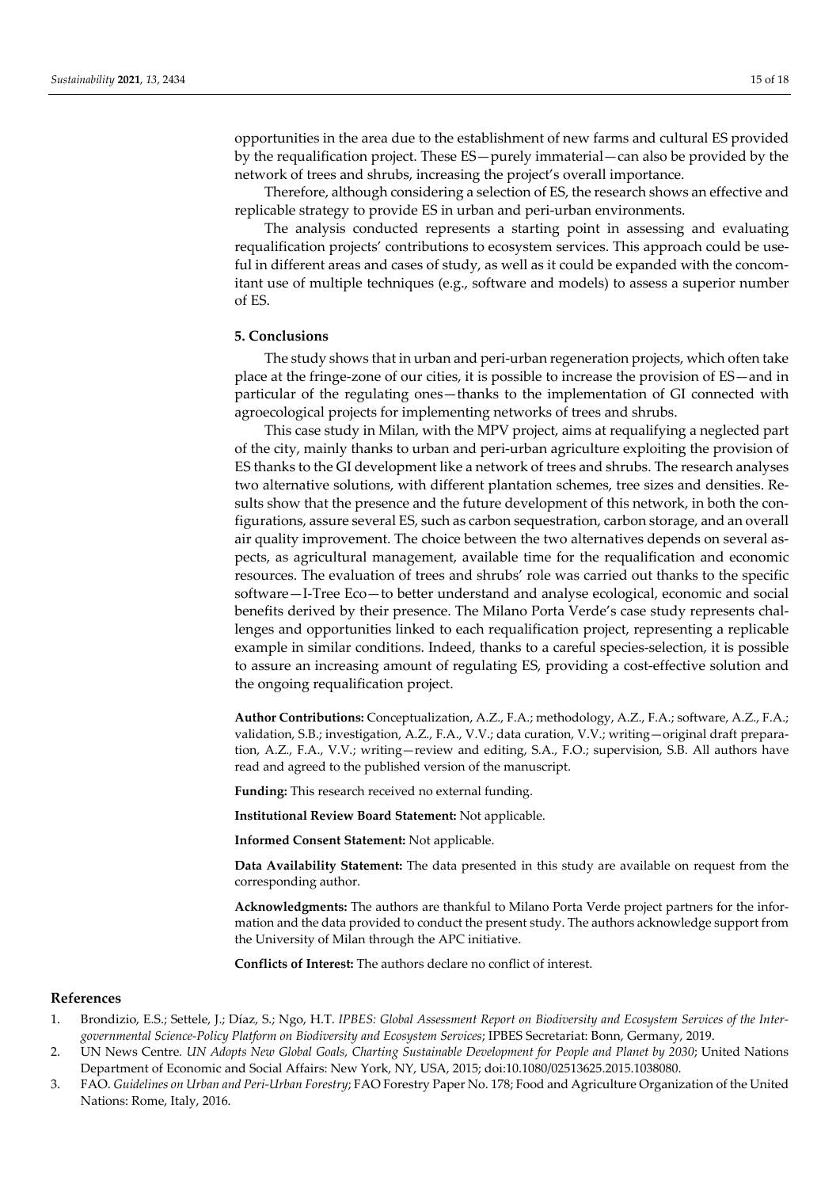opportunities in the area due to the establishment of new farms and cultural ES provided by the requalification project. These ES—purely immaterial—can also be provided by the network of trees and shrubs, increasing the project's overall importance.

Therefore, although considering a selection of ES, the research shows an effective and replicable strategy to provide ES in urban and peri-urban environments.

The analysis conducted represents a starting point in assessing and evaluating requalification projects' contributions to ecosystem services. This approach could be useful in different areas and cases of study, as well as it could be expanded with the concomitant use of multiple techniques (e.g., software and models) to assess a superior number of ES.

## 5. Conclusions

The study shows that in urban and peri-urban regeneration projects, which often take place at the fringe-zone of our cities, it is possible to increase the provision of ES—and in particular of the regulating ones—thanks to the implementation of GI connected with agroecological projects for implementing networks of trees and shrubs.

This case study in Milan, with the MPV project, aims at requalifying a neglected part of the city, mainly thanks to urban and peri-urban agriculture exploiting the provision of ES thanks to the GI development like a network of trees and shrubs. The research analyses two alternative solutions, with different plantation schemes, tree sizes and densities. Results show that the presence and the future development of this network, in both the configurations, assure several ES, such as carbon sequestration, carbon storage, and an overall air quality improvement. The choice between the two alternatives depends on several aspects, as agricultural management, available time for the requalification and economic resources. The evaluation of trees and shrubs' role was carried out thanks to the specific software—I-Tree Eco—to better understand and analyse ecological, economic and social benefits derived by their presence. The Milano Porta Verde's case study represents challenges and opportunities linked to each requalification project, representing a replicable example in similar conditions. Indeed, thanks to a careful species-selection, it is possible to assure an increasing amount of regulating ES, providing a cost-effective solution and the ongoing requalification project.

**Author Contributions:** Conceptualization, A.Z., F.A.; methodology, A.Z., F.A.; software, A.Z., F.A.; validation, S.B.; investigation, A.Z., F.A., V.V.; data curation, V.V.; writing—original draft preparation, A.Z., F.A., V.V.; writing—review and editing, S.A., F.O.; supervision, S.B. All authors have read and agreed to the published version of the manuscript.

**Funding:** This research received no external funding.

**Institutional Review Board Statement:** Not applicable.

**Informed Consent Statement:** Not applicable.

**Data Availability Statement:** The data presented in this study are available on request from the corresponding author.

**Acknowledgments:** The authors are thankful to Milano Porta Verde project partners for the information and the data provided to conduct the present study. The authors acknowledge support from the University of Milan through the APC initiative.

**Conflicts of Interest:** The authors declare no conflict of interest.

## References

1. Brondizio, E.S.; Settele, J.; Díaz, S.; Ngo, H.T. *IPBES: Global Assessment Report on Biodiversity and Ecosystem Services of the Intergovernmental Science-Policy Platform on Biodiversity and Ecosystem Services*; IPBES Secretariat: Bonn, Germany, 2019.
2. UN News Centre. *UN Adopts New Global Goals, Charting Sustainable Development for People and Planet by 2030*; United Nations Department of Economic and Social Affairs: New York, NY, USA, 2015; doi:10.1080/02513625.2015.1038080.
3. FAO. *Guidelines on Urban and Peri-Urban Forestry*; FAO Forestry Paper No. 178; Food and Agriculture Organization of the United Nations: Rome, Italy, 2016.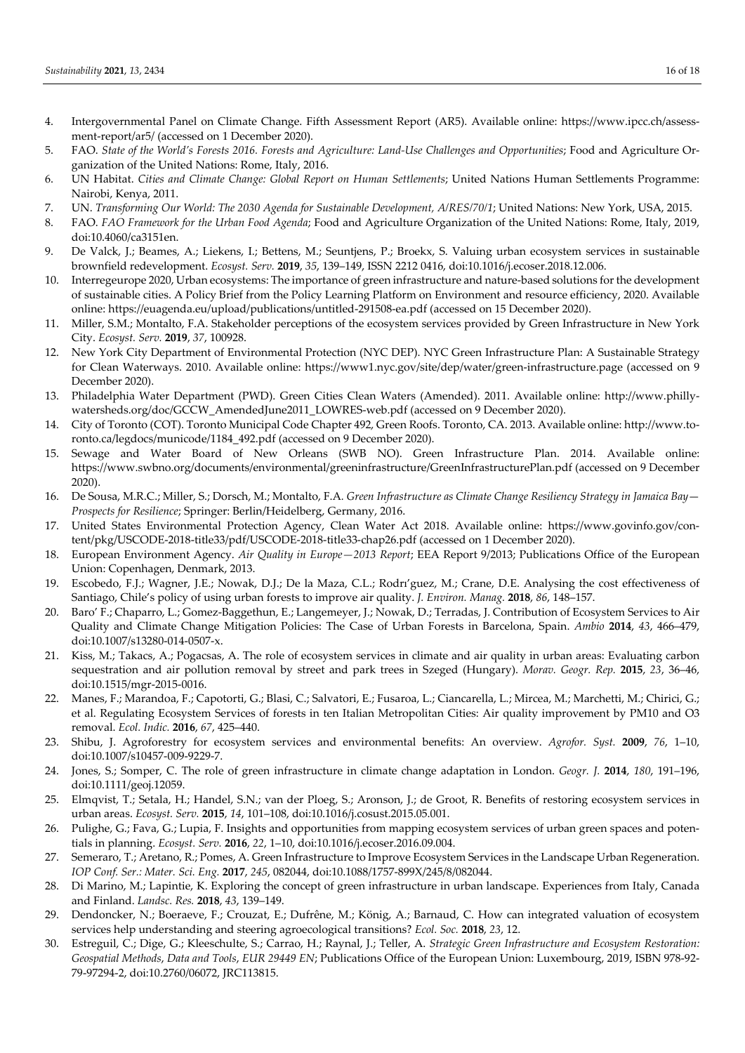4. Intergovernmental Panel on Climate Change. Fifth Assessment Report (AR5). Available online: https://www.ipcc.ch/assessment-report/ar5/ (accessed on 1 December 2020).
5. FAO. *State of the World's Forests 2016. Forests and Agriculture: Land-Use Challenges and Opportunities*; Food and Agriculture Organization of the United Nations: Rome, Italy, 2016.
6. UN Habitat. *Cities and Climate Change: Global Report on Human Settlements*; United Nations Human Settlements Programme: Nairobi, Kenya, 2011.
7. UN. *Transforming Our World: The 2030 Agenda for Sustainable Development, A/RES/70/1*; United Nations: New York, USA, 2015.
8. FAO. *FAO Framework for the Urban Food Agenda*; Food and Agriculture Organization of the United Nations: Rome, Italy, 2019, doi:10.4060/ca3151en.
9. De Valck, J.; Beames, A.; Liekens, I.; Bettens, M.; Seuntjens, P.; Broekx, S. Valuing urban ecosystem services in sustainable brownfield redevelopment. *Ecosyst. Serv.* **2019**, *35*, 139–149, ISSN 2212 0416, doi:10.1016/j.ecoser.2018.12.006.
10. Interregeurope 2020, Urban ecosystems: The importance of green infrastructure and nature-based solutions for the development of sustainable cities. A Policy Brief from the Policy Learning Platform on Environment and resource efficiency, 2020. Available online: https://euagenda.eu/upload/publications/untitled-291508-ea.pdf (accessed on 15 December 2020).
11. Miller, S.M.; Montalto, F.A. Stakeholder perceptions of the ecosystem services provided by Green Infrastructure in New York City. *Ecosyst. Serv.* **2019**, *37*, 100928.
12. New York City Department of Environmental Protection (NYC DEP). NYC Green Infrastructure Plan: A Sustainable Strategy for Clean Waterways. 2010. Available online: https://www1.nyc.gov/site/dep/water/green-infrastructure.page (accessed on 9 December 2020).
13. Philadelphia Water Department (PWD). Green Cities Clean Waters (Amended). 2011. Available online: http://www.phillywatersheds.org/doc/GCCW_AmendedJune2011_LOWRES-web.pdf (accessed on 9 December 2020).
14. City of Toronto (COT). Toronto Municipal Code Chapter 492, Green Roofs. Toronto, CA. 2013. Available online: http://www.toronto.ca/legdocs/municode/1184_492.pdf (accessed on 9 December 2020).
15. Sewage and Water Board of New Orleans (SWB NO). Green Infrastructure Plan. 2014. Available online: https://www.swbno.org/documents/environmental/greeninfrastructure/GreenInfrastructurePlan.pdf (accessed on 9 December 2020).
16. De Sousa, M.R.C.; Miller, S.; Dorsch, M.; Montalto, F.A. *Green Infrastructure as Climate Change Resiliency Strategy in Jamaica Bay—Prospects for Resilience*; Springer: Berlin/Heidelberg, Germany, 2016.
17. United States Environmental Protection Agency, Clean Water Act 2018. Available online: https://www.govinfo.gov/content/pkg/USCODE-2018-title33/pdf/USCODE-2018-title33-chap26.pdf (accessed on 1 December 2020).
18. European Environment Agency. *Air Quality in Europe—2013 Report*; EEA Report 9/2013; Publications Office of the European Union: Copenhagen, Denmark, 2013.
19. Escobedo, F.J.; Wagner, J.E.; Nowak, D.J.; De la Maza, C.L.; Rodrı'guez, M.; Crane, D.E. Analysing the cost effectiveness of Santiago, Chile's policy of using urban forests to improve air quality. *J. Environ. Manag.* **2018**, *86*, 148–157.
20. Baro' F.; Chaparro, L.; Gomez-Baggethun, E.; Langemeyer, J.; Nowak, D.; Terradas, J. Contribution of Ecosystem Services to Air Quality and Climate Change Mitigation Policies: The Case of Urban Forests in Barcelona, Spain. *Ambio* **2014**, *43*, 466–479, doi:10.1007/s13280-014-0507-x.
21. Kiss, M.; Takacs, A.; Pogacsas, A. The role of ecosystem services in climate and air quality in urban areas: Evaluating carbon sequestration and air pollution removal by street and park trees in Szeged (Hungary). *Morav. Geogr. Rep.* **2015**, *23*, 36–46, doi:10.1515/mgr-2015-0016.
22. Manes, F.; Marandoa, F.; Capotorti, G.; Blasi, C.; Salvatori, E.; Fusaroa, L.; Ciancarella, L.; Mircea, M.; Marchetti, M.; Chirici, G.; et al. Regulating Ecosystem Services of forests in ten Italian Metropolitan Cities: Air quality improvement by PM10 and O3 removal. *Ecol. Indic.* **2016**, *67*, 425–440.
23. Shibu, J. Agroforestry for ecosystem services and environmental benefits: An overview. *Agrofor. Syst.* **2009**, *76*, 1–10, doi:10.1007/s10457-009-9229-7.
24. Jones, S.; Somper, C. The role of green infrastructure in climate change adaptation in London. *Geogr. J.* **2014**, *180*, 191–196, doi:10.1111/geoj.12059.
25. Elmqvist, T.; Setala, H.; Handel, S.N.; van der Ploeg, S.; Aronson, J.; de Groot, R. Benefits of restoring ecosystem services in urban areas. *Ecosyst. Serv.* **2015**, *14*, 101–108, doi:10.1016/j.cosust.2015.05.001.
26. Pulighe, G.; Fava, G.; Lupia, F. Insights and opportunities from mapping ecosystem services of urban green spaces and potentials in planning. *Ecosyst. Serv.* **2016**, *22*, 1–10, doi:10.1016/j.ecoser.2016.09.004.
27. Semeraro, T.; Aretano, R.; Pomes, A. Green Infrastructure to Improve Ecosystem Services in the Landscape Urban Regeneration. *IOP Conf. Ser.: Mater. Sci. Eng.* **2017**, *245*, 082044, doi:10.1088/1757-899X/245/8/082044.
28. Di Marino, M.; Lapintie, K. Exploring the concept of green infrastructure in urban landscape. Experiences from Italy, Canada and Finland. *Landsc. Res.* **2018**, *43*, 139–149.
29. Dendoncker, N.; Boeraeve, F.; Crouzat, E.; Dufrêne, M.; König, A.; Barnaud, C. How can integrated valuation of ecosystem services help understanding and steering agroecological transitions? *Ecol. Soc.* **2018**, *23*, 12.
30. Estreguil, C.; Dige, G.; Kleeschulte, S.; Carrao, H.; Raynal, J.; Teller, A. *Strategic Green Infrastructure and Ecosystem Restoration: Geospatial Methods, Data and Tools, EUR 29449 EN*; Publications Office of the European Union: Luxembourg, 2019, ISBN 978-92-79-97294-2, doi:10.2760/06072, JRC113815.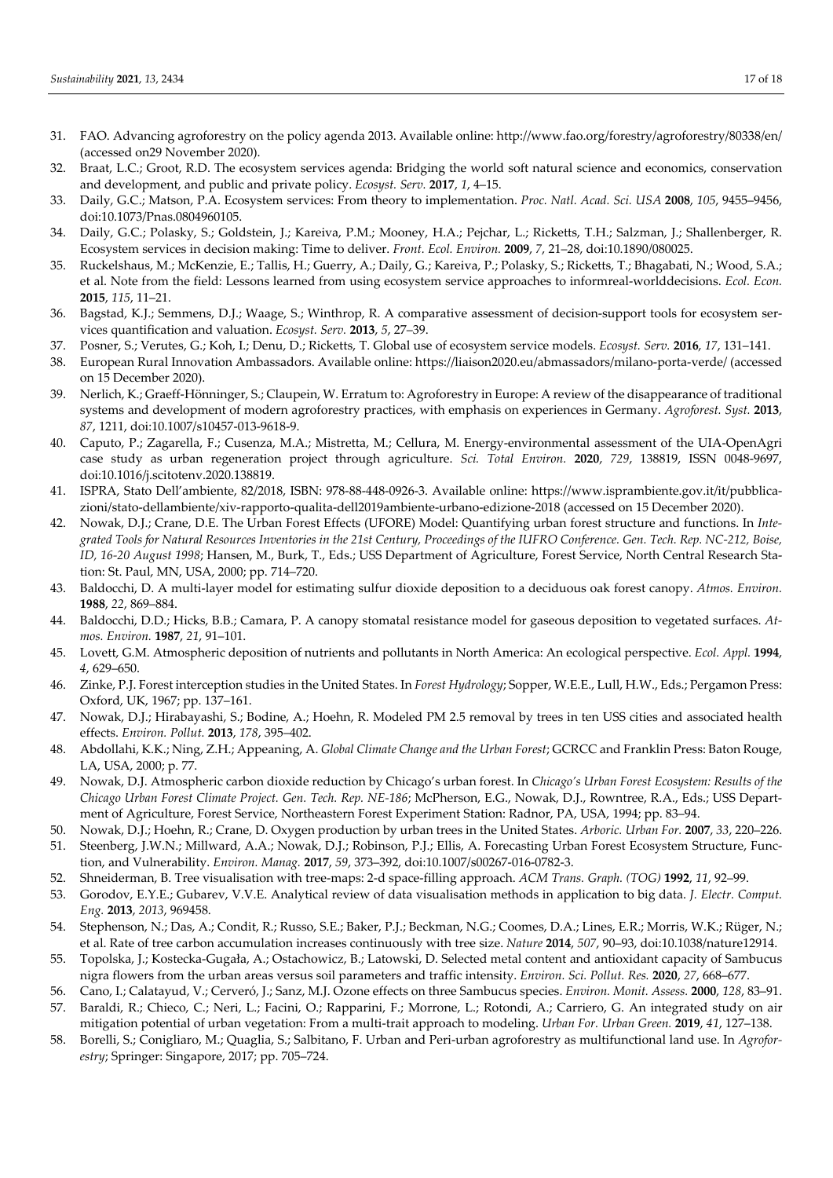31. FAO. Advancing agroforestry on the policy agenda 2013. Available online: http://www.fao.org/forestry/agroforestry/80338/en/ (accessed on29 November 2020).
32. Braat, L.C.; Groot, R.D. The ecosystem services agenda: Bridging the world soft natural science and economics, conservation and development, and public and private policy. *Ecosyst. Serv.* **2017**, *1*, 4–15.
33. Daily, G.C.; Matson, P.A. Ecosystem services: From theory to implementation. *Proc. Natl. Acad. Sci. USA* **2008**, *105*, 9455–9456, doi:10.1073/Pnas.0804960105.
34. Daily, G.C.; Polasky, S.; Goldstein, J.; Kareiva, P.M.; Mooney, H.A.; Pejchar, L.; Ricketts, T.H.; Salzman, J.; Shallenberger, R. Ecosystem services in decision making: Time to deliver. *Front. Ecol. Environ.* **2009**, *7*, 21–28, doi:10.1890/080025.
35. Ruckelshaus, M.; McKenzie, E.; Tallis, H.; Guerry, A.; Daily, G.; Kareiva, P.; Polasky, S.; Ricketts, T.; Bhagabati, N.; Wood, S.A.; et al. Note from the field: Lessons learned from using ecosystem service approaches to informreal-worlddecisions. *Ecol. Econ.* **2015**, *115*, 11–21.
36. Bagstad, K.J.; Semmens, D.J.; Waage, S.; Winthrop, R. A comparative assessment of decision-support tools for ecosystem services quantification and valuation. *Ecosyst. Serv.* **2013**, *5*, 27–39.
37. Posner, S.; Verutes, G.; Koh, I.; Denu, D.; Ricketts, T. Global use of ecosystem service models. *Ecosyst. Serv.* **2016**, *17*, 131–141.
38. European Rural Innovation Ambassadors. Available online: https://liaison2020.eu/abmassadors/milano-porta-verde/ (accessed on 15 December 2020).
39. Nerlich, K.; Graeff-Hönninger, S.; Claupein, W. Erratum to: Agroforestry in Europe: A review of the disappearance of traditional systems and development of modern agroforestry practices, with emphasis on experiences in Germany. *Agroforest. Syst.* **2013**, *87*, 1211, doi:10.1007/s10457-013-9618-9.
40. Caputo, P.; Zagarella, F.; Cusenza, M.A.; Mistretta, M.; Cellura, M. Energy-environmental assessment of the UIA-OpenAgri case study as urban regeneration project through agriculture. *Sci. Total Environ.* **2020**, *729*, 138819, ISSN 0048-9697, doi:10.1016/j.scitotenv.2020.138819.
41. ISPRA, Stato Dell'ambiente, 82/2018, ISBN: 978-88-448-0926-3. Available online: https://www.isprambiente.gov.it/it/pubblicazioni/stato-dellambiente/xiv-rapporto-qualita-dell2019ambiente-urbano-edizione-2018 (accessed on 15 December 2020).
42. Nowak, D.J.; Crane, D.E. The Urban Forest Effects (UFORE) Model: Quantifying urban forest structure and functions. In *Integrated Tools for Natural Resources Inventories in the 21st Century, Proceedings of the IUFRO Conference. Gen. Tech. Rep. NC-212, Boise, ID, 16-20 August 1998*; Hansen, M., Burk, T., Eds.; USS Department of Agriculture, Forest Service, North Central Research Station: St. Paul, MN, USA, 2000; pp. 714–720.
43. Baldocchi, D. A multi-layer model for estimating sulfur dioxide deposition to a deciduous oak forest canopy. *Atmos. Environ.* **1988**, *22*, 869–884.
44. Baldocchi, D.D.; Hicks, B.B.; Camara, P. A canopy stomatal resistance model for gaseous deposition to vegetated surfaces. *Atmos. Environ.* **1987**, *21*, 91–101.
45. Lovett, G.M. Atmospheric deposition of nutrients and pollutants in North America: An ecological perspective. *Ecol. Appl.* **1994**, *4*, 629–650.
46. Zinke, P.J. Forest interception studies in the United States. In *Forest Hydrology*; Sopper, W.E.E., Lull, H.W., Eds.; Pergamon Press: Oxford, UK, 1967; pp. 137–161.
47. Nowak, D.J.; Hirabayashi, S.; Bodine, A.; Hoehn, R. Modeled PM 2.5 removal by trees in ten USS cities and associated health effects. *Environ. Pollut.* **2013**, *178*, 395–402.
48. Abdollahi, K.K.; Ning, Z.H.; Appeaning, A. *Global Climate Change and the Urban Forest*; GCRCC and Franklin Press: Baton Rouge, LA, USA, 2000; p. 77.
49. Nowak, D.J. Atmospheric carbon dioxide reduction by Chicago's urban forest. In *Chicago's Urban Forest Ecosystem: Results of the Chicago Urban Forest Climate Project. Gen. Tech. Rep. NE-186*; McPherson, E.G., Nowak, D.J., Rowntree, R.A., Eds.; USS Department of Agriculture, Forest Service, Northeastern Forest Experiment Station: Radnor, PA, USA, 1994; pp. 83–94.
50. Nowak, D.J.; Hoehn, R.; Crane, D. Oxygen production by urban trees in the United States. *Arboric. Urban For.* **2007**, *33*, 220–226.
51. Steenberg, J.W.N.; Millward, A.A.; Nowak, D.J.; Robinson, P.J.; Ellis, A. Forecasting Urban Forest Ecosystem Structure, Function, and Vulnerability. *Environ. Manag.* **2017**, *59*, 373–392, doi:10.1007/s00267-016-0782-3.
52. Shneiderman, B. Tree visualisation with tree-maps: 2-d space-filling approach. *ACM Trans. Graph. (TOG)* **1992**, *11*, 92–99.
53. Gorodov, E.Y.E.; Gubarev, V.V.E. Analytical review of data visualisation methods in application to big data. *J. Electr. Comput. Eng.* **2013**, *2013*, 969458.
54. Stephenson, N.; Das, A.; Condit, R.; Russo, S.E.; Baker, P.J.; Beckman, N.G.; Coomes, D.A.; Lines, E.R.; Morris, W.K.; Rüger, N.; et al. Rate of tree carbon accumulation increases continuously with tree size. *Nature* **2014**, *507*, 90–93, doi:10.1038/nature12914.
55. Topolska, J.; Kostecka-Gugała, A.; Ostachowicz, B.; Latowski, D. Selected metal content and antioxidant capacity of Sambucus nigra flowers from the urban areas versus soil parameters and traffic intensity. *Environ. Sci. Pollut. Res.* **2020**, *27*, 668–677.
56. Cano, I.; Calatayud, V.; Cerveró, J.; Sanz, M.J. Ozone effects on three Sambucus species. *Environ. Monit. Assess.* **2000**, *128*, 83–91.
57. Baraldi, R.; Chieco, C.; Neri, L.; Facini, O.; Rapparini, F.; Morrone, L.; Rotondi, A.; Carriero, G. An integrated study on air mitigation potential of urban vegetation: From a multi-trait approach to modeling. *Urban For. Urban Green.* **2019**, *41*, 127–138.
58. Borelli, S.; Conigliaro, M.; Quaglia, S.; Salbitano, F. Urban and Peri-urban agroforestry as multifunctional land use. In *Agroforestry*; Springer: Singapore, 2017; pp. 705–724.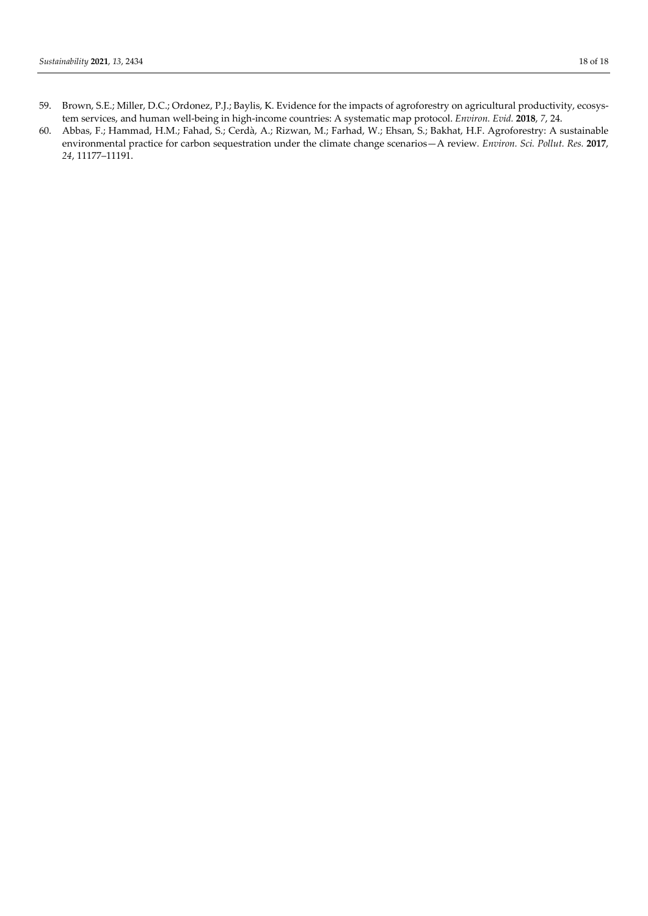59. Brown, S.E.; Miller, D.C.; Ordonez, P.J.; Baylis, K. Evidence for the impacts of agroforestry on agricultural productivity, ecosystem services, and human well-being in high-income countries: A systematic map protocol. *Environ. Evid.* **2018**, *7*, 24.
60. Abbas, F.; Hammad, H.M.; Fahad, S.; Cerdà, A.; Rizwan, M.; Farhad, W.; Ehsan, S.; Bakhat, H.F. Agroforestry: A sustainable environmental practice for carbon sequestration under the climate change scenarios—A review. *Environ. Sci. Pollut. Res.* **2017**, *24*, 11177–11191.